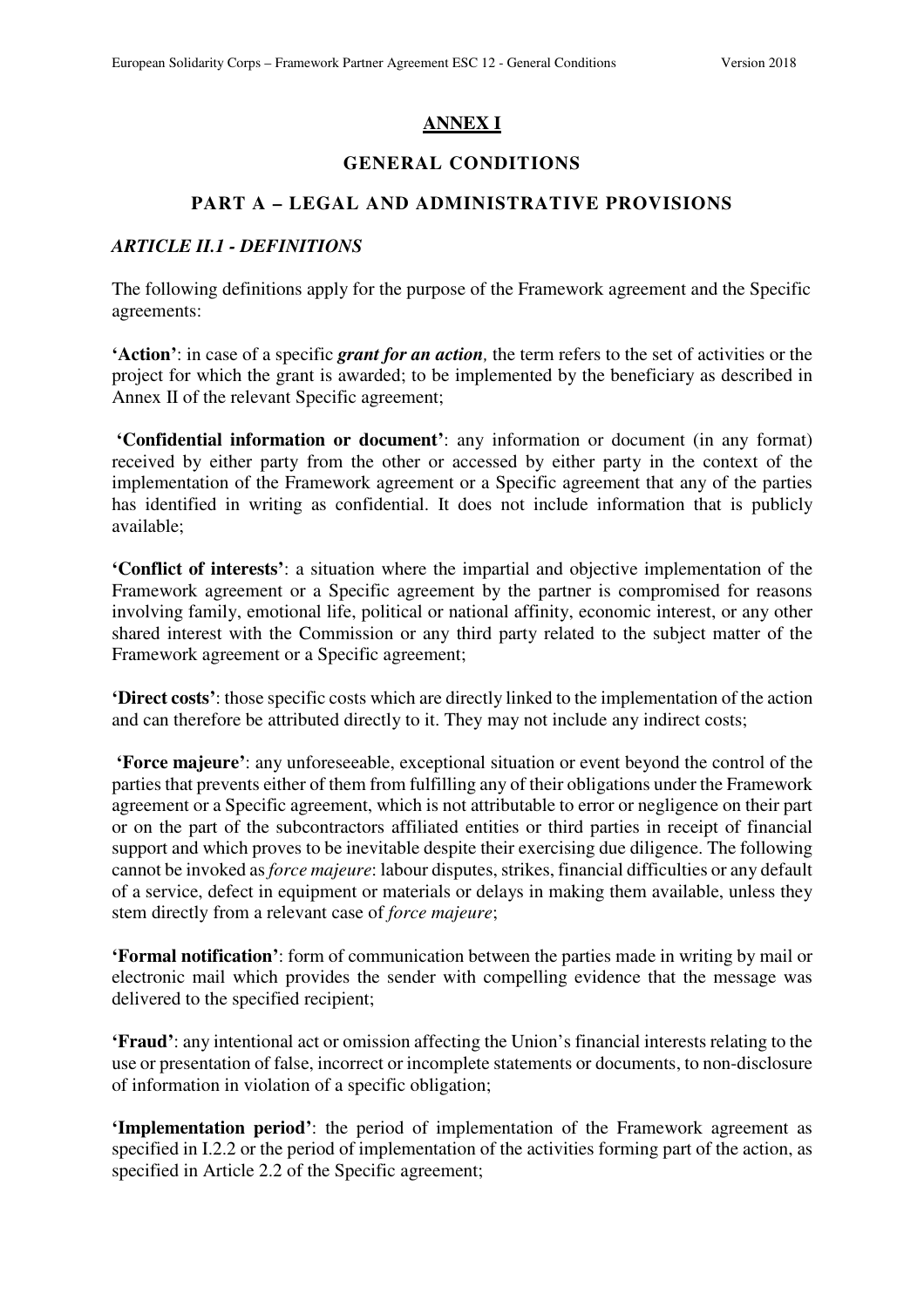## ANNEX I

## GENERAL CONDITIONS

## PART A – LEGAL AND ADMINISTRATIVE PROVISIONS

### *ARTICLE II.1 - DEFINITIONS*

The following definitions apply for the purpose of the Framework agreement and the Specific agreements:

**'Action'**: in case of a specific ***grant for an action****,* the term refers to the set of activities or the project for which the grant is awarded; to be implemented by the beneficiary as described in Annex II of the relevant Specific agreement;

**'Confidential information or document'**: any information or document (in any format) received by either party from the other or accessed by either party in the context of the implementation of the Framework agreement or a Specific agreement that any of the parties has identified in writing as confidential. It does not include information that is publicly available;

**'Conflict of interests'**: a situation where the impartial and objective implementation of the Framework agreement or a Specific agreement by the partner is compromised for reasons involving family, emotional life, political or national affinity, economic interest, or any other shared interest with the Commission or any third party related to the subject matter of the Framework agreement or a Specific agreement;

**'Direct costs'**: those specific costs which are directly linked to the implementation of the action and can therefore be attributed directly to it. They may not include any indirect costs;

**'Force majeure'**: any unforeseeable, exceptional situation or event beyond the control of the parties that prevents either of them from fulfilling any of their obligations under the Framework agreement or a Specific agreement, which is not attributable to error or negligence on their part or on the part of the subcontractors affiliated entities or third parties in receipt of financial support and which proves to be inevitable despite their exercising due diligence. The following cannot be invoked as *force majeure*: labour disputes, strikes, financial difficulties or any default of a service, defect in equipment or materials or delays in making them available, unless they stem directly from a relevant case of *force majeure*;

**'Formal notification'**: form of communication between the parties made in writing by mail or electronic mail which provides the sender with compelling evidence that the message was delivered to the specified recipient;

**'Fraud'**: any intentional act or omission affecting the Union's financial interests relating to the use or presentation of false, incorrect or incomplete statements or documents, to non-disclosure of information in violation of a specific obligation;

**'Implementation period'**: the period of implementation of the Framework agreement as specified in I.2.2 or the period of implementation of the activities forming part of the action, as specified in Article 2.2 of the Specific agreement;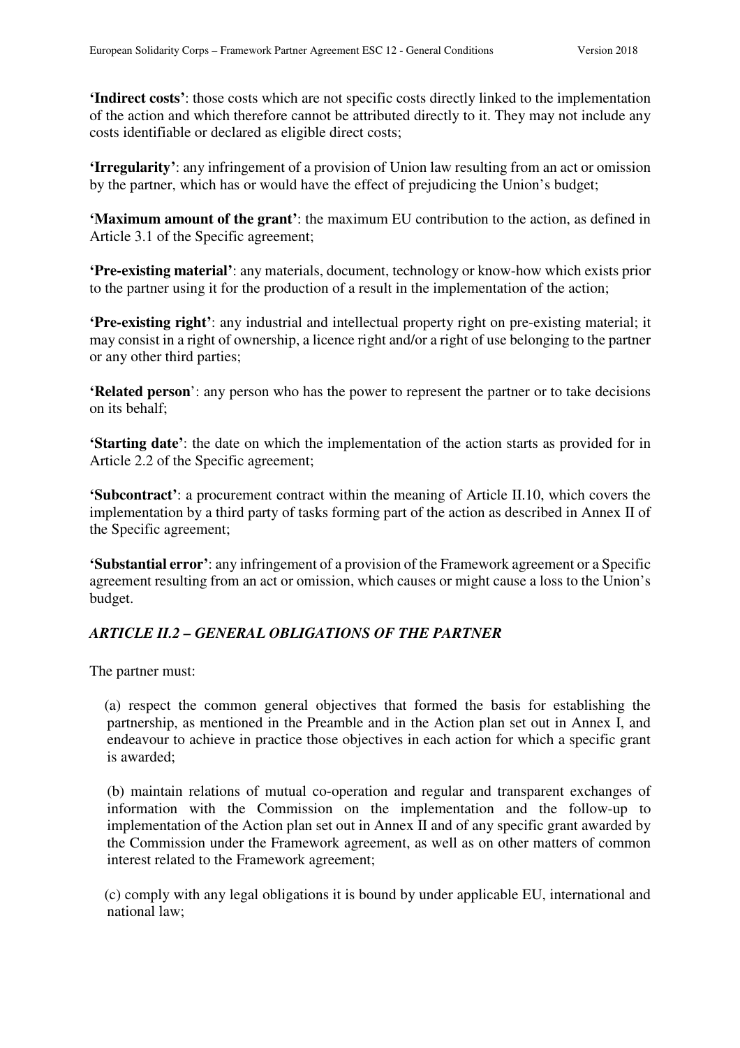**'Indirect costs'**: those costs which are not specific costs directly linked to the implementation of the action and which therefore cannot be attributed directly to it. They may not include any costs identifiable or declared as eligible direct costs;

**'Irregularity'**: any infringement of a provision of Union law resulting from an act or omission by the partner, which has or would have the effect of prejudicing the Union's budget;

**'Maximum amount of the grant'**: the maximum EU contribution to the action, as defined in Article 3.1 of the Specific agreement;

**'Pre-existing material'**: any materials, document, technology or know-how which exists prior to the partner using it for the production of a result in the implementation of the action;

**'Pre-existing right'**: any industrial and intellectual property right on pre-existing material; it may consist in a right of ownership, a licence right and/or a right of use belonging to the partner or any other third parties;

**'Related person'**: any person who has the power to represent the partner or to take decisions on its behalf;

**'Starting date'**: the date on which the implementation of the action starts as provided for in Article 2.2 of the Specific agreement;

**'Subcontract'**: a procurement contract within the meaning of Article II.10, which covers the implementation by a third party of tasks forming part of the action as described in Annex II of the Specific agreement;

**'Substantial error'**: any infringement of a provision of the Framework agreement or a Specific agreement resulting from an act or omission, which causes or might cause a loss to the Union's budget.

### *ARTICLE II.2 – GENERAL OBLIGATIONS OF THE PARTNER*

The partner must:

(a) respect the common general objectives that formed the basis for establishing the partnership, as mentioned in the Preamble and in the Action plan set out in Annex I, and endeavour to achieve in practice those objectives in each action for which a specific grant is awarded;

(b) maintain relations of mutual co-operation and regular and transparent exchanges of information with the Commission on the implementation and the follow-up to implementation of the Action plan set out in Annex II and of any specific grant awarded by the Commission under the Framework agreement, as well as on other matters of common interest related to the Framework agreement;

(c) comply with any legal obligations it is bound by under applicable EU, international and national law;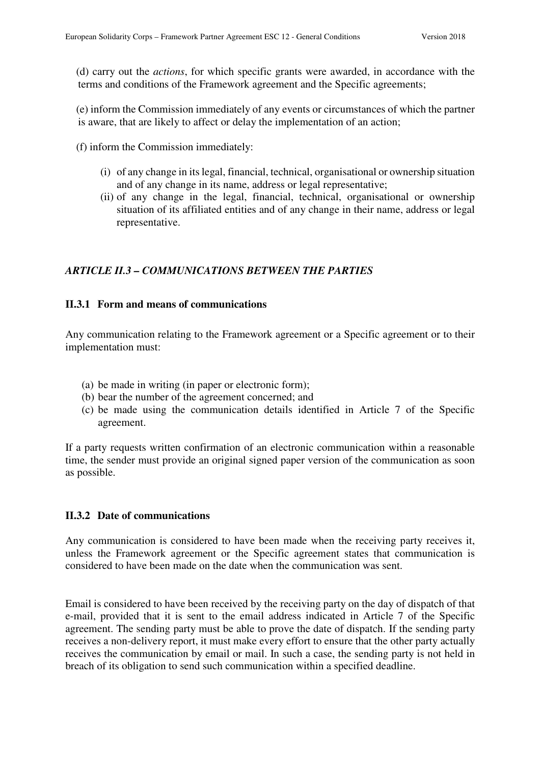(d) carry out the *actions*, for which specific grants were awarded, in accordance with the terms and conditions of the Framework agreement and the Specific agreements;

(e) inform the Commission immediately of any events or circumstances of which the partner is aware, that are likely to affect or delay the implementation of an action;

(f) inform the Commission immediately:

- (i) of any change in its legal, financial, technical, organisational or ownership situation and of any change in its name, address or legal representative;
- (ii) of any change in the legal, financial, technical, organisational or ownership situation of its affiliated entities and of any change in their name, address or legal representative.

## *ARTICLE II.3 – COMMUNICATIONS BETWEEN THE PARTIES*

### II.3.1 Form and means of communications

Any communication relating to the Framework agreement or a Specific agreement or to their implementation must:

- (a) be made in writing (in paper or electronic form);
- (b) bear the number of the agreement concerned; and
- (c) be made using the communication details identified in Article 7 of the Specific agreement.

If a party requests written confirmation of an electronic communication within a reasonable time, the sender must provide an original signed paper version of the communication as soon as possible.

### II.3.2 Date of communications

Any communication is considered to have been made when the receiving party receives it, unless the Framework agreement or the Specific agreement states that communication is considered to have been made on the date when the communication was sent.

Email is considered to have been received by the receiving party on the day of dispatch of that e-mail, provided that it is sent to the email address indicated in Article 7 of the Specific agreement. The sending party must be able to prove the date of dispatch. If the sending party receives a non-delivery report, it must make every effort to ensure that the other party actually receives the communication by email or mail. In such a case, the sending party is not held in breach of its obligation to send such communication within a specified deadline.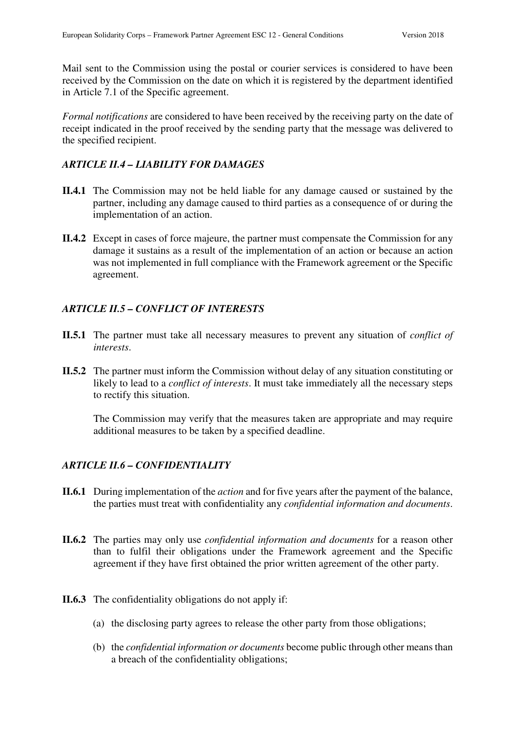Mail sent to the Commission using the postal or courier services is considered to have been received by the Commission on the date on which it is registered by the department identified in Article 7.1 of the Specific agreement.

*Formal notifications* are considered to have been received by the receiving party on the date of receipt indicated in the proof received by the sending party that the message was delivered to the specified recipient.

### *ARTICLE II.4 – LIABILITY FOR DAMAGES*

**II.4.1** The Commission may not be held liable for any damage caused or sustained by the partner, including any damage caused to third parties as a consequence of or during the implementation of an action.

**II.4.2** Except in cases of force majeure, the partner must compensate the Commission for any damage it sustains as a result of the implementation of an action or because an action was not implemented in full compliance with the Framework agreement or the Specific agreement.

### *ARTICLE II.5 – CONFLICT OF INTERESTS*

**II.5.1** The partner must take all necessary measures to prevent any situation of *conflict of interests*.

**II.5.2** The partner must inform the Commission without delay of any situation constituting or likely to lead to a *conflict of interests*. It must take immediately all the necessary steps to rectify this situation.

The Commission may verify that the measures taken are appropriate and may require additional measures to be taken by a specified deadline.

### *ARTICLE II.6 – CONFIDENTIALITY*

**II.6.1** During implementation of the *action* and for five years after the payment of the balance, the parties must treat with confidentiality any *confidential information and documents*.

**II.6.2** The parties may only use *confidential information and documents* for a reason other than to fulfil their obligations under the Framework agreement and the Specific agreement if they have first obtained the prior written agreement of the other party.

**II.6.3** The confidentiality obligations do not apply if:

(a) the disclosing party agrees to release the other party from those obligations;

(b) the *confidential information or documents* become public through other means than a breach of the confidentiality obligations;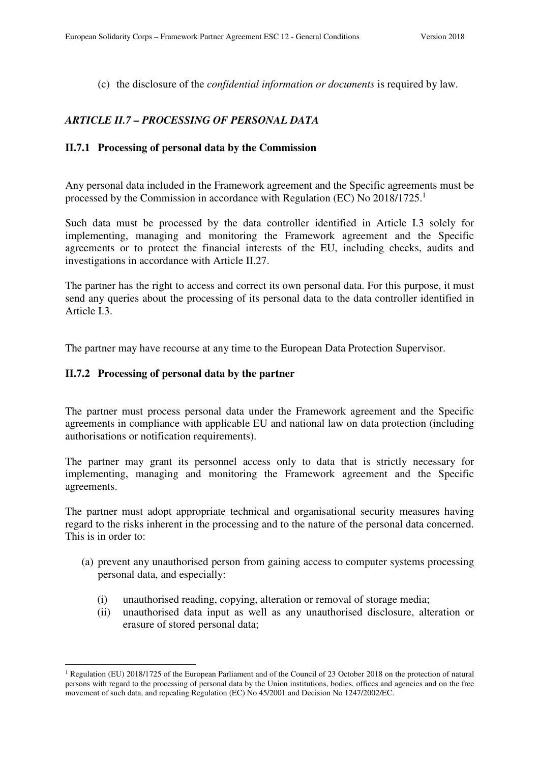(c) the disclosure of the *confidential information or documents* is required by law.

### *ARTICLE II.7 – PROCESSING OF PERSONAL DATA*

#### II.7.1 Processing of personal data by the Commission

Any personal data included in the Framework agreement and the Specific agreements must be processed by the Commission in accordance with Regulation (EC) No 2018/1725.[1]

Such data must be processed by the data controller identified in Article I.3 solely for implementing, managing and monitoring the Framework agreement and the Specific agreements or to protect the financial interests of the EU, including checks, audits and investigations in accordance with Article II.27.

The partner has the right to access and correct its own personal data. For this purpose, it must send any queries about the processing of its personal data to the data controller identified in Article I.3.

The partner may have recourse at any time to the European Data Protection Supervisor.

#### II.7.2 Processing of personal data by the partner

The partner must process personal data under the Framework agreement and the Specific agreements in compliance with applicable EU and national law on data protection (including authorisations or notification requirements).

The partner may grant its personnel access only to data that is strictly necessary for implementing, managing and monitoring the Framework agreement and the Specific agreements.

The partner must adopt appropriate technical and organisational security measures having regard to the risks inherent in the processing and to the nature of the personal data concerned. This is in order to:

(a) prevent any unauthorised person from gaining access to computer systems processing personal data, and especially:

(i) unauthorised reading, copying, alteration or removal of storage media;
(ii) unauthorised data input as well as any unauthorised disclosure, alteration or erasure of stored personal data;

---

[1] Regulation (EU) 2018/1725 of the European Parliament and of the Council of 23 October 2018 on the protection of natural persons with regard to the processing of personal data by the Union institutions, bodies, offices and agencies and on the free movement of such data, and repealing Regulation (EC) No 45/2001 and Decision No 1247/2002/EC.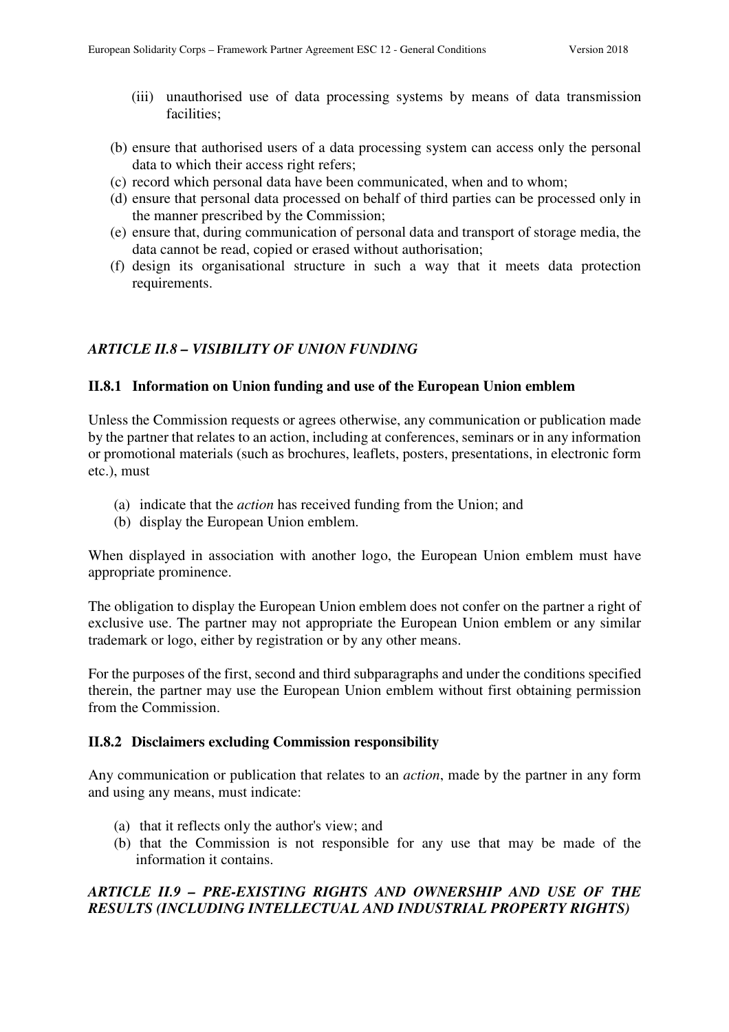(iii) unauthorised use of data processing systems by means of data transmission facilities;

(b) ensure that authorised users of a data processing system can access only the personal data to which their access right refers;
(c) record which personal data have been communicated, when and to whom;
(d) ensure that personal data processed on behalf of third parties can be processed only in the manner prescribed by the Commission;
(e) ensure that, during communication of personal data and transport of storage media, the data cannot be read, copied or erased without authorisation;
(f) design its organisational structure in such a way that it meets data protection requirements.

## *ARTICLE II.8 – VISIBILITY OF UNION FUNDING*

### II.8.1 Information on Union funding and use of the European Union emblem

Unless the Commission requests or agrees otherwise, any communication or publication made by the partner that relates to an action, including at conferences, seminars or in any information or promotional materials (such as brochures, leaflets, posters, presentations, in electronic form etc.), must

(a) indicate that the *action* has received funding from the Union; and
(b) display the European Union emblem.

When displayed in association with another logo, the European Union emblem must have appropriate prominence.

The obligation to display the European Union emblem does not confer on the partner a right of exclusive use. The partner may not appropriate the European Union emblem or any similar trademark or logo, either by registration or by any other means.

For the purposes of the first, second and third subparagraphs and under the conditions specified therein, the partner may use the European Union emblem without first obtaining permission from the Commission.

### II.8.2 Disclaimers excluding Commission responsibility

Any communication or publication that relates to an *action*, made by the partner in any form and using any means, must indicate:

(a) that it reflects only the author's view; and
(b) that the Commission is not responsible for any use that may be made of the information it contains.

## *ARTICLE II.9 – PRE-EXISTING RIGHTS AND OWNERSHIP AND USE OF THE RESULTS (INCLUDING INTELLECTUAL AND INDUSTRIAL PROPERTY RIGHTS)*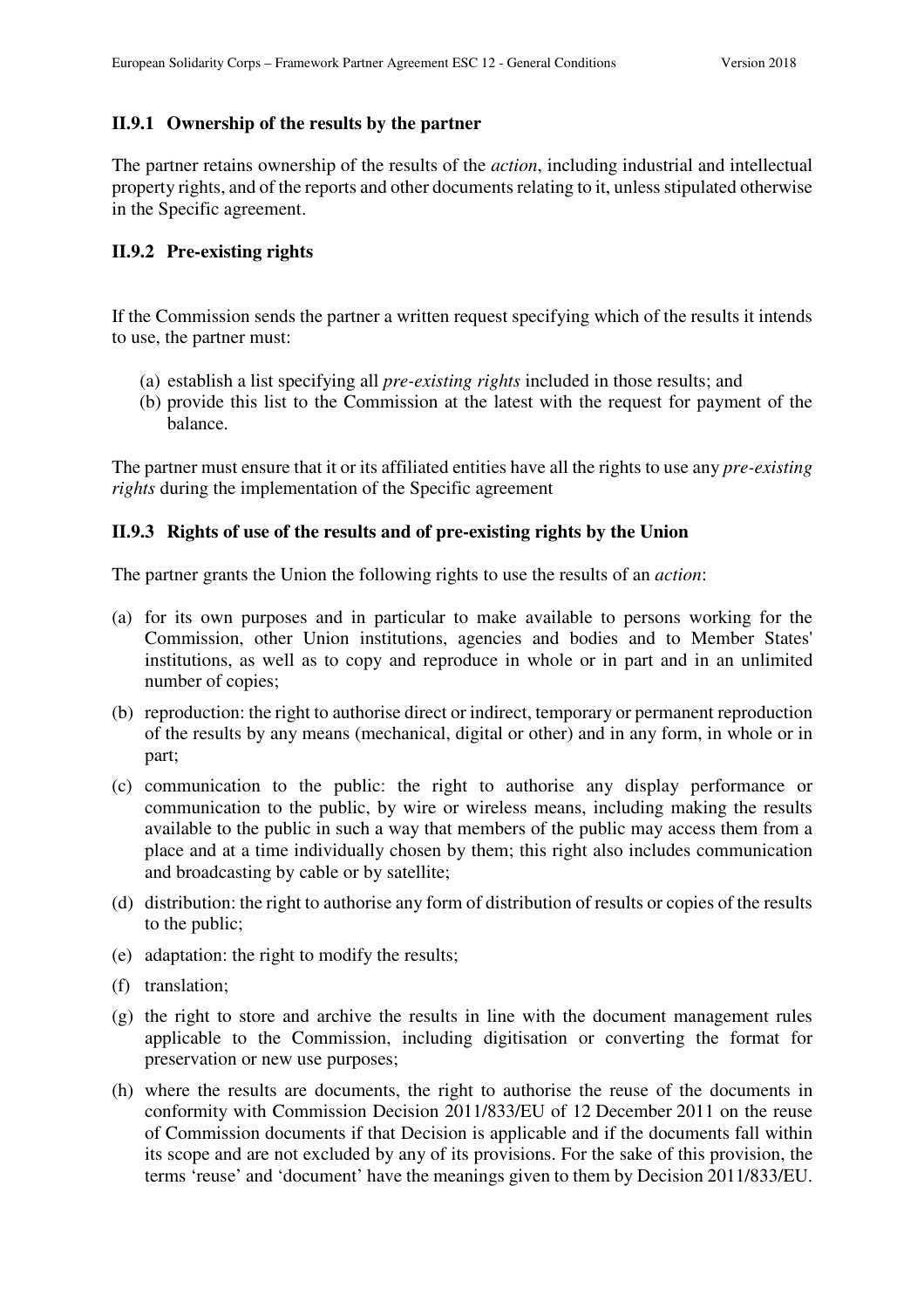### II.9.1 Ownership of the results by the partner

The partner retains ownership of the results of the *action*, including industrial and intellectual property rights, and of the reports and other documents relating to it, unless stipulated otherwise in the Specific agreement.

### II.9.2 Pre-existing rights

If the Commission sends the partner a written request specifying which of the results it intends to use, the partner must:

(a) establish a list specifying all *pre-existing rights* included in those results; and
(b) provide this list to the Commission at the latest with the request for payment of the balance.

The partner must ensure that it or its affiliated entities have all the rights to use any *pre-existing rights* during the implementation of the Specific agreement

### II.9.3 Rights of use of the results and of pre-existing rights by the Union

The partner grants the Union the following rights to use the results of an *action*:

(a) for its own purposes and in particular to make available to persons working for the Commission, other Union institutions, agencies and bodies and to Member States' institutions, as well as to copy and reproduce in whole or in part and in an unlimited number of copies;

(b) reproduction: the right to authorise direct or indirect, temporary or permanent reproduction of the results by any means (mechanical, digital or other) and in any form, in whole or in part;

(c) communication to the public: the right to authorise any display performance or communication to the public, by wire or wireless means, including making the results available to the public in such a way that members of the public may access them from a place and at a time individually chosen by them; this right also includes communication and broadcasting by cable or by satellite;

(d) distribution: the right to authorise any form of distribution of results or copies of the results to the public;

(e) adaptation: the right to modify the results;

(f) translation;

(g) the right to store and archive the results in line with the document management rules applicable to the Commission, including digitisation or converting the format for preservation or new use purposes;

(h) where the results are documents, the right to authorise the reuse of the documents in conformity with Commission Decision 2011/833/EU of 12 December 2011 on the reuse of Commission documents if that Decision is applicable and if the documents fall within its scope and are not excluded by any of its provisions. For the sake of this provision, the terms 'reuse' and 'document' have the meanings given to them by Decision 2011/833/EU.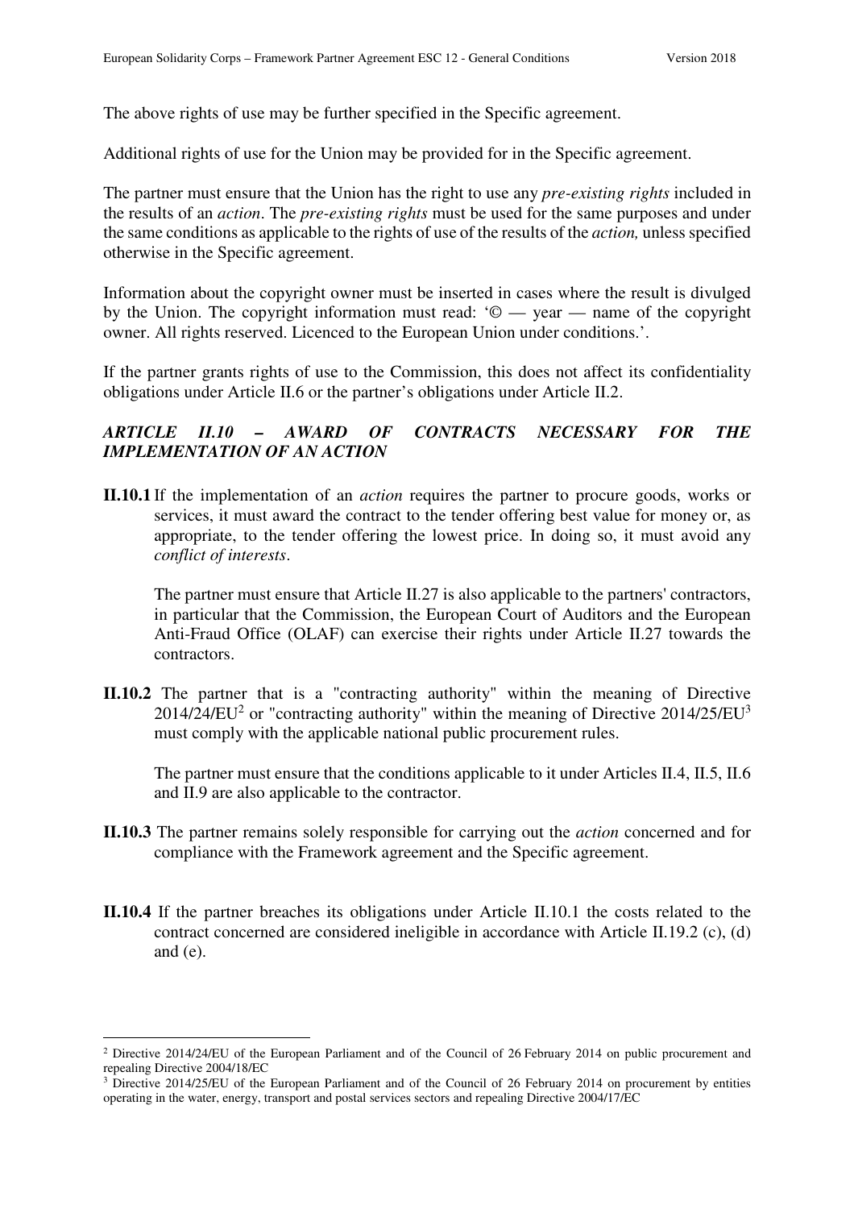The above rights of use may be further specified in the Specific agreement.

Additional rights of use for the Union may be provided for in the Specific agreement.

The partner must ensure that the Union has the right to use any *pre-existing rights* included in the results of an *action*. The *pre-existing rights* must be used for the same purposes and under the same conditions as applicable to the rights of use of the results of the *action,* unless specified otherwise in the Specific agreement.

Information about the copyright owner must be inserted in cases where the result is divulged by the Union. The copyright information must read: '© — year — name of the copyright owner. All rights reserved. Licenced to the European Union under conditions.'.

If the partner grants rights of use to the Commission, this does not affect its confidentiality obligations under Article II.6 or the partner's obligations under Article II.2.

### *ARTICLE II.10 – AWARD OF CONTRACTS NECESSARY FOR THE IMPLEMENTATION OF AN ACTION*

**II.10.1** If the implementation of an *action* requires the partner to procure goods, works or services, it must award the contract to the tender offering best value for money or, as appropriate, to the tender offering the lowest price. In doing so, it must avoid any *conflict of interests*.

The partner must ensure that Article II.27 is also applicable to the partners' contractors, in particular that the Commission, the European Court of Auditors and the European Anti-Fraud Office (OLAF) can exercise their rights under Article II.27 towards the contractors.

**II.10.2** The partner that is a "contracting authority" within the meaning of Directive 2014/24/EU[2] or "contracting authority" within the meaning of Directive 2014/25/EU[3] must comply with the applicable national public procurement rules.

The partner must ensure that the conditions applicable to it under Articles II.4, II.5, II.6 and II.9 are also applicable to the contractor.

**II.10.3** The partner remains solely responsible for carrying out the *action* concerned and for compliance with the Framework agreement and the Specific agreement.

**II.10.4** If the partner breaches its obligations under Article II.10.1 the costs related to the contract concerned are considered ineligible in accordance with Article II.19.2 (c), (d) and (e).

---

[2] Directive 2014/24/EU of the European Parliament and of the Council of 26 February 2014 on public procurement and repealing Directive 2004/18/EC

[3] Directive 2014/25/EU of the European Parliament and of the Council of 26 February 2014 on procurement by entities operating in the water, energy, transport and postal services sectors and repealing Directive 2004/17/EC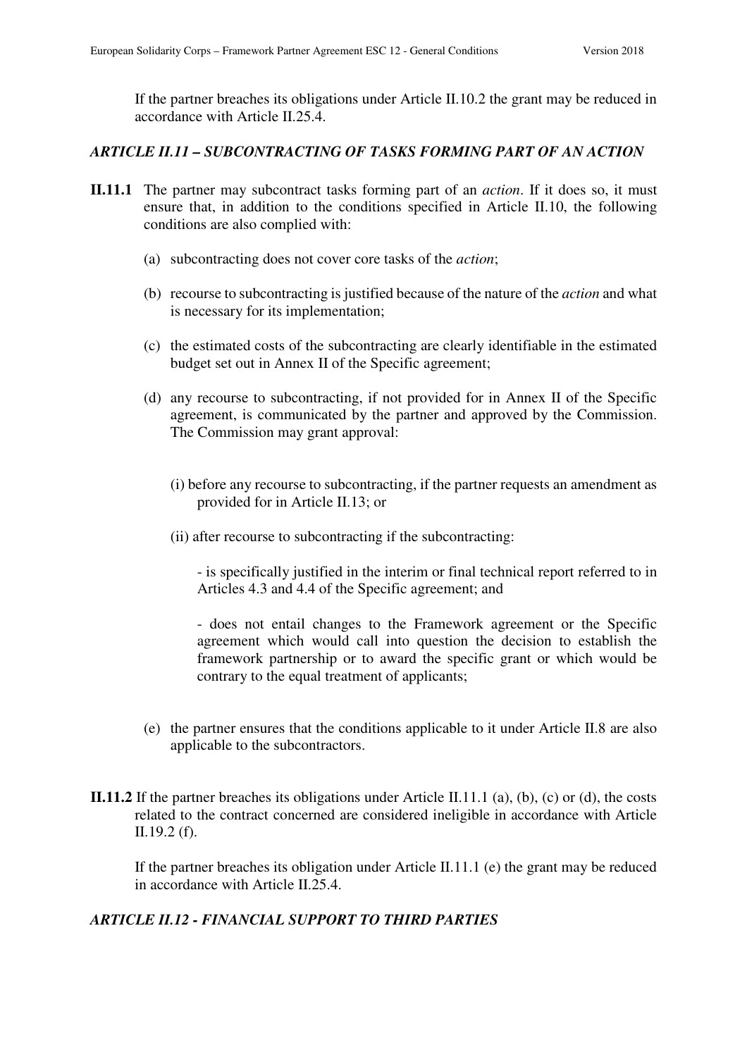If the partner breaches its obligations under Article II.10.2 the grant may be reduced in accordance with Article II.25.4.

### *ARTICLE II.11 – SUBCONTRACTING OF TASKS FORMING PART OF AN ACTION*

**II.11.1** The partner may subcontract tasks forming part of an *action*. If it does so, it must ensure that, in addition to the conditions specified in Article II.10, the following conditions are also complied with:

(a) subcontracting does not cover core tasks of the *action*;

(b) recourse to subcontracting is justified because of the nature of the *action* and what is necessary for its implementation;

(c) the estimated costs of the subcontracting are clearly identifiable in the estimated budget set out in Annex II of the Specific agreement;

(d) any recourse to subcontracting, if not provided for in Annex II of the Specific agreement, is communicated by the partner and approved by the Commission. The Commission may grant approval:

(i) before any recourse to subcontracting, if the partner requests an amendment as provided for in Article II.13; or

(ii) after recourse to subcontracting if the subcontracting:

- is specifically justified in the interim or final technical report referred to in Articles 4.3 and 4.4 of the Specific agreement; and

- does not entail changes to the Framework agreement or the Specific agreement which would call into question the decision to establish the framework partnership or to award the specific grant or which would be contrary to the equal treatment of applicants;

(e) the partner ensures that the conditions applicable to it under Article II.8 are also applicable to the subcontractors.

**II.11.2** If the partner breaches its obligations under Article II.11.1 (a), (b), (c) or (d), the costs related to the contract concerned are considered ineligible in accordance with Article II.19.2 (f).

If the partner breaches its obligation under Article II.11.1 (e) the grant may be reduced in accordance with Article II.25.4.

### *ARTICLE II.12 - FINANCIAL SUPPORT TO THIRD PARTIES*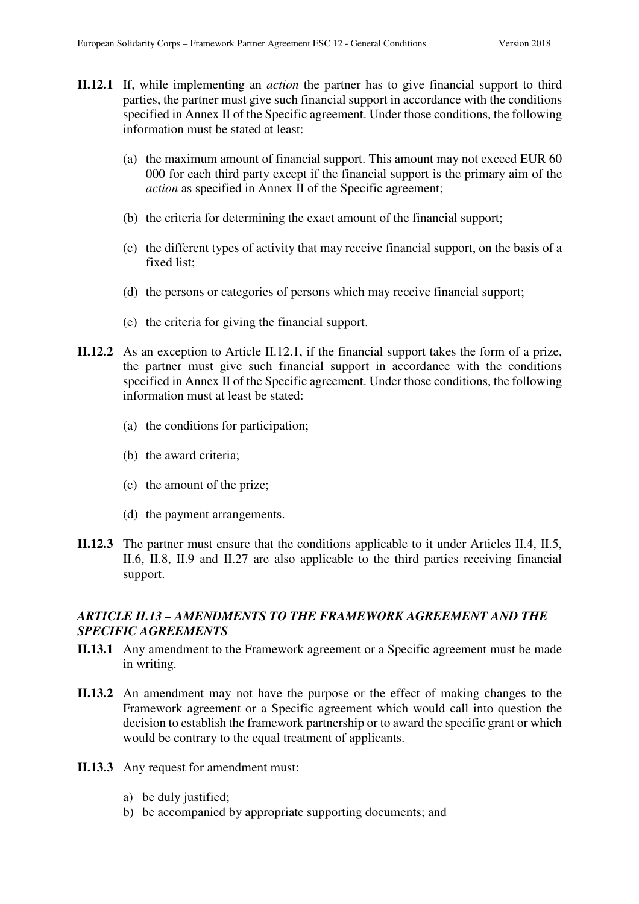**II.12.1** If, while implementing an *action* the partner has to give financial support to third parties, the partner must give such financial support in accordance with the conditions specified in Annex II of the Specific agreement. Under those conditions, the following information must be stated at least:

(a) the maximum amount of financial support. This amount may not exceed EUR 60 000 for each third party except if the financial support is the primary aim of the *action* as specified in Annex II of the Specific agreement;

(b) the criteria for determining the exact amount of the financial support;

(c) the different types of activity that may receive financial support, on the basis of a fixed list;

(d) the persons or categories of persons which may receive financial support;

(e) the criteria for giving the financial support.

**II.12.2** As an exception to Article II.12.1, if the financial support takes the form of a prize, the partner must give such financial support in accordance with the conditions specified in Annex II of the Specific agreement. Under those conditions, the following information must at least be stated:

(a) the conditions for participation;

(b) the award criteria;

(c) the amount of the prize;

(d) the payment arrangements.

**II.12.3** The partner must ensure that the conditions applicable to it under Articles II.4, II.5, II.6, II.8, II.9 and II.27 are also applicable to the third parties receiving financial support.

### *ARTICLE II.13 – AMENDMENTS TO THE FRAMEWORK AGREEMENT AND THE SPECIFIC AGREEMENTS*

**II.13.1** Any amendment to the Framework agreement or a Specific agreement must be made in writing.

**II.13.2** An amendment may not have the purpose or the effect of making changes to the Framework agreement or a Specific agreement which would call into question the decision to establish the framework partnership or to award the specific grant or which would be contrary to the equal treatment of applicants.

**II.13.3** Any request for amendment must:

a) be duly justified;
b) be accompanied by appropriate supporting documents; and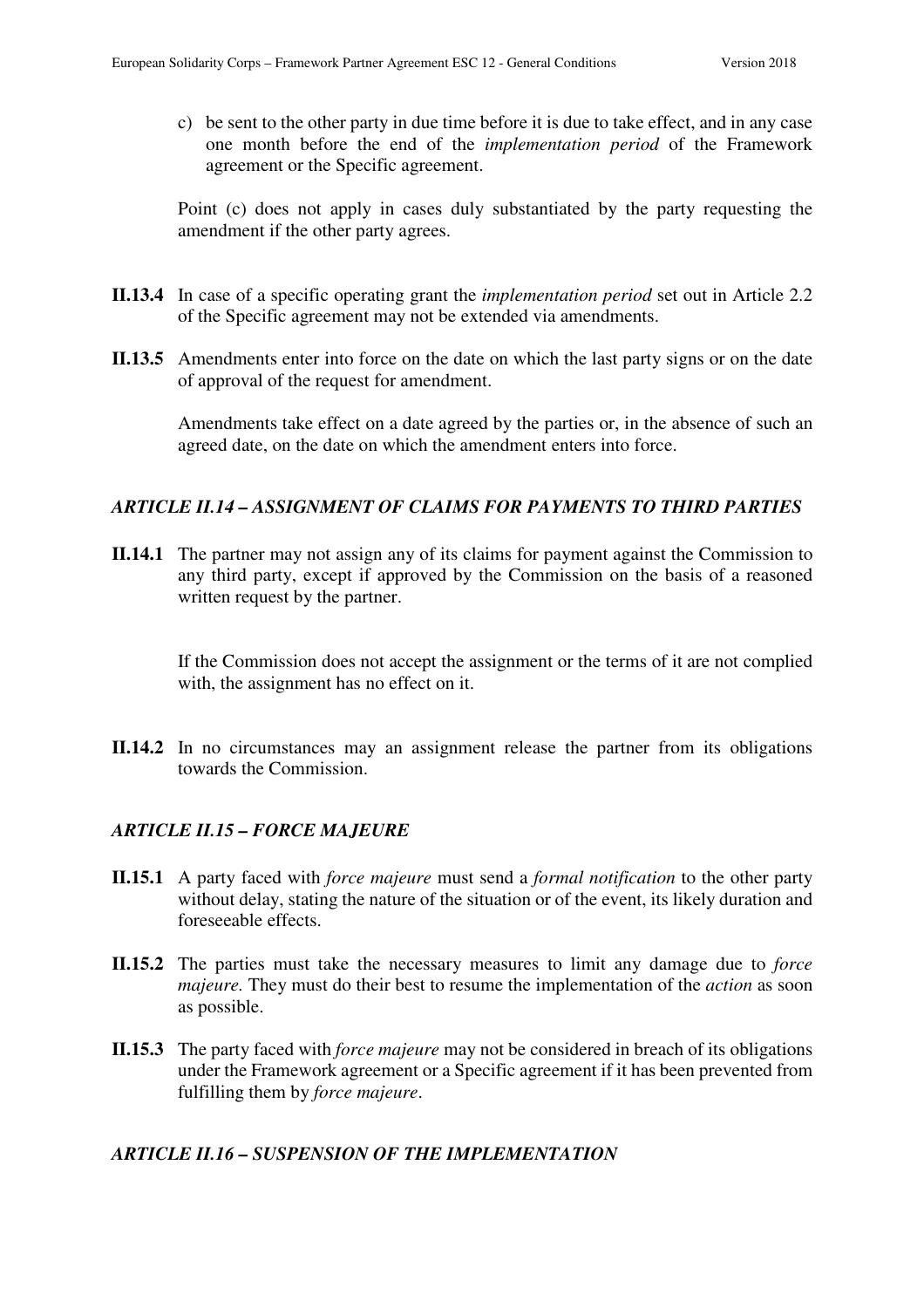c) be sent to the other party in due time before it is due to take effect, and in any case one month before the end of the *implementation period* of the Framework agreement or the Specific agreement.

Point (c) does not apply in cases duly substantiated by the party requesting the amendment if the other party agrees.

**II.13.4** In case of a specific operating grant the *implementation period* set out in Article 2.2 of the Specific agreement may not be extended via amendments.

**II.13.5** Amendments enter into force on the date on which the last party signs or on the date of approval of the request for amendment.

Amendments take effect on a date agreed by the parties or, in the absence of such an agreed date, on the date on which the amendment enters into force.

### *ARTICLE II.14 – ASSIGNMENT OF CLAIMS FOR PAYMENTS TO THIRD PARTIES*

**II.14.1** The partner may not assign any of its claims for payment against the Commission to any third party, except if approved by the Commission on the basis of a reasoned written request by the partner.

If the Commission does not accept the assignment or the terms of it are not complied with, the assignment has no effect on it.

**II.14.2** In no circumstances may an assignment release the partner from its obligations towards the Commission.

### *ARTICLE II.15 – FORCE MAJEURE*

**II.15.1** A party faced with *force majeure* must send a *formal notification* to the other party without delay, stating the nature of the situation or of the event, its likely duration and foreseeable effects.

**II.15.2** The parties must take the necessary measures to limit any damage due to *force majeure.* They must do their best to resume the implementation of the *action* as soon as possible.

**II.15.3** The party faced with *force majeure* may not be considered in breach of its obligations under the Framework agreement or a Specific agreement if it has been prevented from fulfilling them by *force majeure*.

### *ARTICLE II.16 – SUSPENSION OF THE IMPLEMENTATION*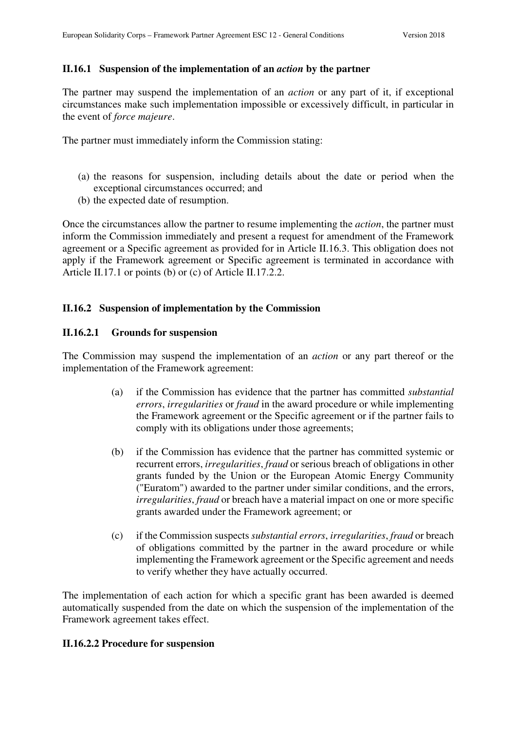### II.16.1 Suspension of the implementation of an *action* by the partner

The partner may suspend the implementation of an *action* or any part of it, if exceptional circumstances make such implementation impossible or excessively difficult, in particular in the event of *force majeure*.

The partner must immediately inform the Commission stating:

(a) the reasons for suspension, including details about the date or period when the exceptional circumstances occurred; and
(b) the expected date of resumption.

Once the circumstances allow the partner to resume implementing the *action*, the partner must inform the Commission immediately and present a request for amendment of the Framework agreement or a Specific agreement as provided for in Article II.16.3. This obligation does not apply if the Framework agreement or Specific agreement is terminated in accordance with Article II.17.1 or points (b) or (c) of Article II.17.2.2.

### II.16.2 Suspension of implementation by the Commission

#### II.16.2.1 Grounds for suspension

The Commission may suspend the implementation of an *action* or any part thereof or the implementation of the Framework agreement:

(a) if the Commission has evidence that the partner has committed *substantial errors*, *irregularities* or *fraud* in the award procedure or while implementing the Framework agreement or the Specific agreement or if the partner fails to comply with its obligations under those agreements;

(b) if the Commission has evidence that the partner has committed systemic or recurrent errors, *irregularities*, *fraud* or serious breach of obligations in other grants funded by the Union or the European Atomic Energy Community ("Euratom") awarded to the partner under similar conditions, and the errors, *irregularities*, *fraud* or breach have a material impact on one or more specific grants awarded under the Framework agreement; or

(c) if the Commission suspects *substantial errors*, *irregularities*, *fraud* or breach of obligations committed by the partner in the award procedure or while implementing the Framework agreement or the Specific agreement and needs to verify whether they have actually occurred.

The implementation of each action for which a specific grant has been awarded is deemed automatically suspended from the date on which the suspension of the implementation of the Framework agreement takes effect.

#### II.16.2.2 Procedure for suspension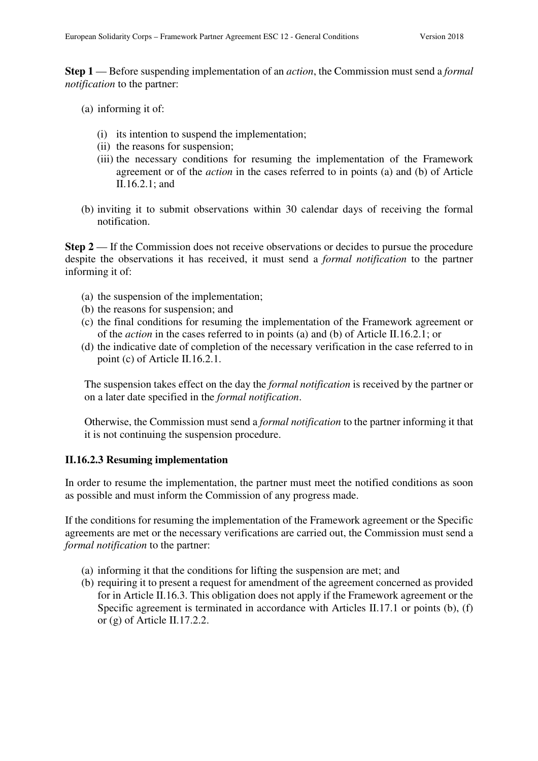**Step 1** — Before suspending implementation of an *action*, the Commission must send a *formal notification* to the partner:

(a) informing it of:

  (i) its intention to suspend the implementation;
  (ii) the reasons for suspension;
  (iii) the necessary conditions for resuming the implementation of the Framework agreement or of the *action* in the cases referred to in points (a) and (b) of Article II.16.2.1; and

(b) inviting it to submit observations within 30 calendar days of receiving the formal notification.

**Step 2** — If the Commission does not receive observations or decides to pursue the procedure despite the observations it has received, it must send a *formal notification* to the partner informing it of:

(a) the suspension of the implementation;
(b) the reasons for suspension; and
(c) the final conditions for resuming the implementation of the Framework agreement or of the *action* in the cases referred to in points (a) and (b) of Article II.16.2.1; or
(d) the indicative date of completion of the necessary verification in the case referred to in point (c) of Article II.16.2.1.

The suspension takes effect on the day the *formal notification* is received by the partner or on a later date specified in the *formal notification*.

Otherwise, the Commission must send a *formal notification* to the partner informing it that it is not continuing the suspension procedure.

### II.16.2.3 Resuming implementation

In order to resume the implementation, the partner must meet the notified conditions as soon as possible and must inform the Commission of any progress made.

If the conditions for resuming the implementation of the Framework agreement or the Specific agreements are met or the necessary verifications are carried out, the Commission must send a *formal notification* to the partner:

(a) informing it that the conditions for lifting the suspension are met; and
(b) requiring it to present a request for amendment of the agreement concerned as provided for in Article II.16.3. This obligation does not apply if the Framework agreement or the Specific agreement is terminated in accordance with Articles II.17.1 or points (b), (f) or (g) of Article II.17.2.2.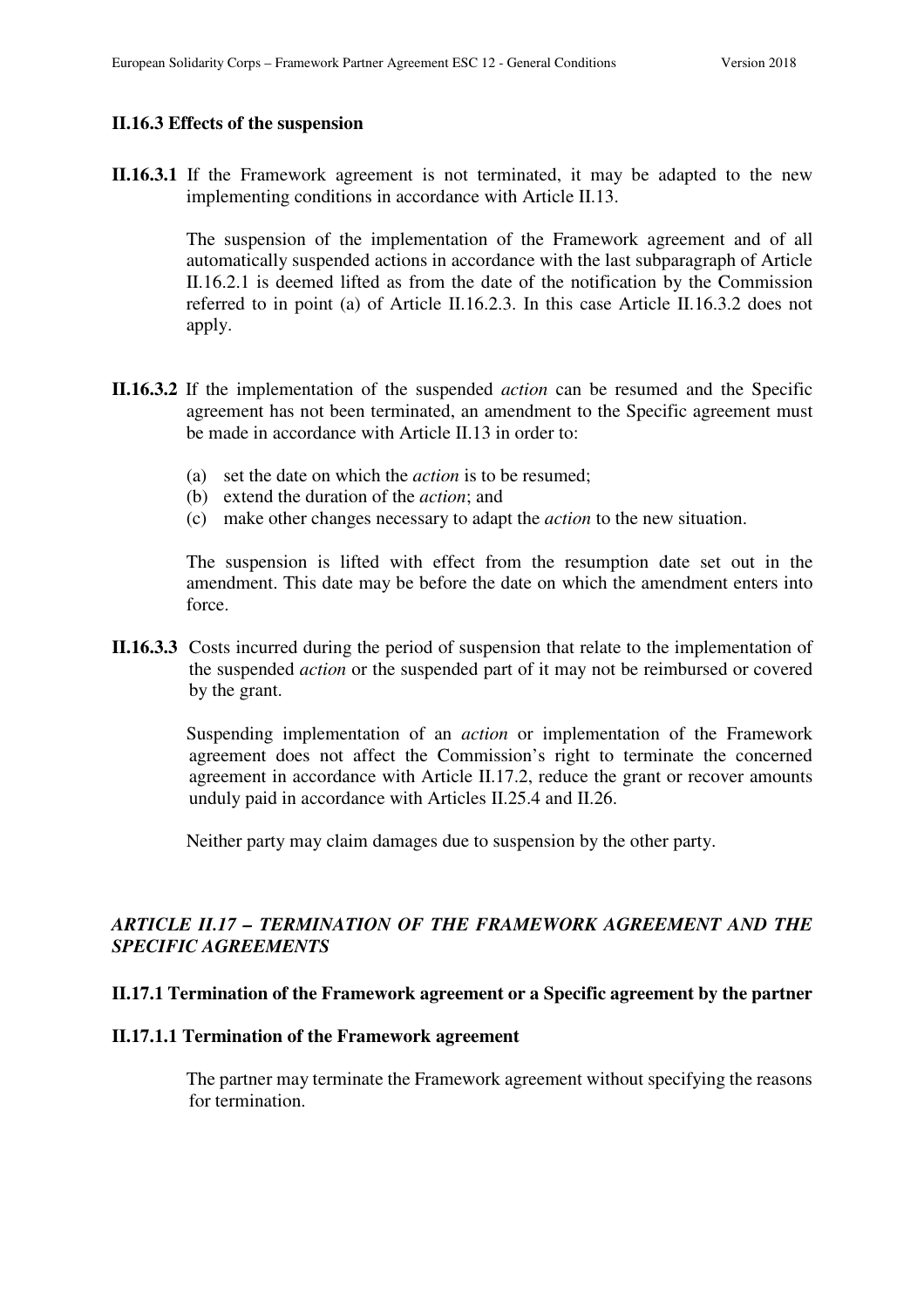### II.16.3 Effects of the suspension

**II.16.3.1** If the Framework agreement is not terminated, it may be adapted to the new implementing conditions in accordance with Article II.13.

The suspension of the implementation of the Framework agreement and of all automatically suspended actions in accordance with the last subparagraph of Article II.16.2.1 is deemed lifted as from the date of the notification by the Commission referred to in point (a) of Article II.16.2.3. In this case Article II.16.3.2 does not apply.

**II.16.3.2** If the implementation of the suspended *action* can be resumed and the Specific agreement has not been terminated, an amendment to the Specific agreement must be made in accordance with Article II.13 in order to:

(a) set the date on which the *action* is to be resumed;
(b) extend the duration of the *action*; and
(c) make other changes necessary to adapt the *action* to the new situation.

The suspension is lifted with effect from the resumption date set out in the amendment. This date may be before the date on which the amendment enters into force.

**II.16.3.3** Costs incurred during the period of suspension that relate to the implementation of the suspended *action* or the suspended part of it may not be reimbursed or covered by the grant.

Suspending implementation of an *action* or implementation of the Framework agreement does not affect the Commission's right to terminate the concerned agreement in accordance with Article II.17.2, reduce the grant or recover amounts unduly paid in accordance with Articles II.25.4 and II.26.

Neither party may claim damages due to suspension by the other party.

## *ARTICLE II.17 – TERMINATION OF THE FRAMEWORK AGREEMENT AND THE SPECIFIC AGREEMENTS*

### II.17.1 Termination of the Framework agreement or a Specific agreement by the partner

#### II.17.1.1 Termination of the Framework agreement

The partner may terminate the Framework agreement without specifying the reasons for termination.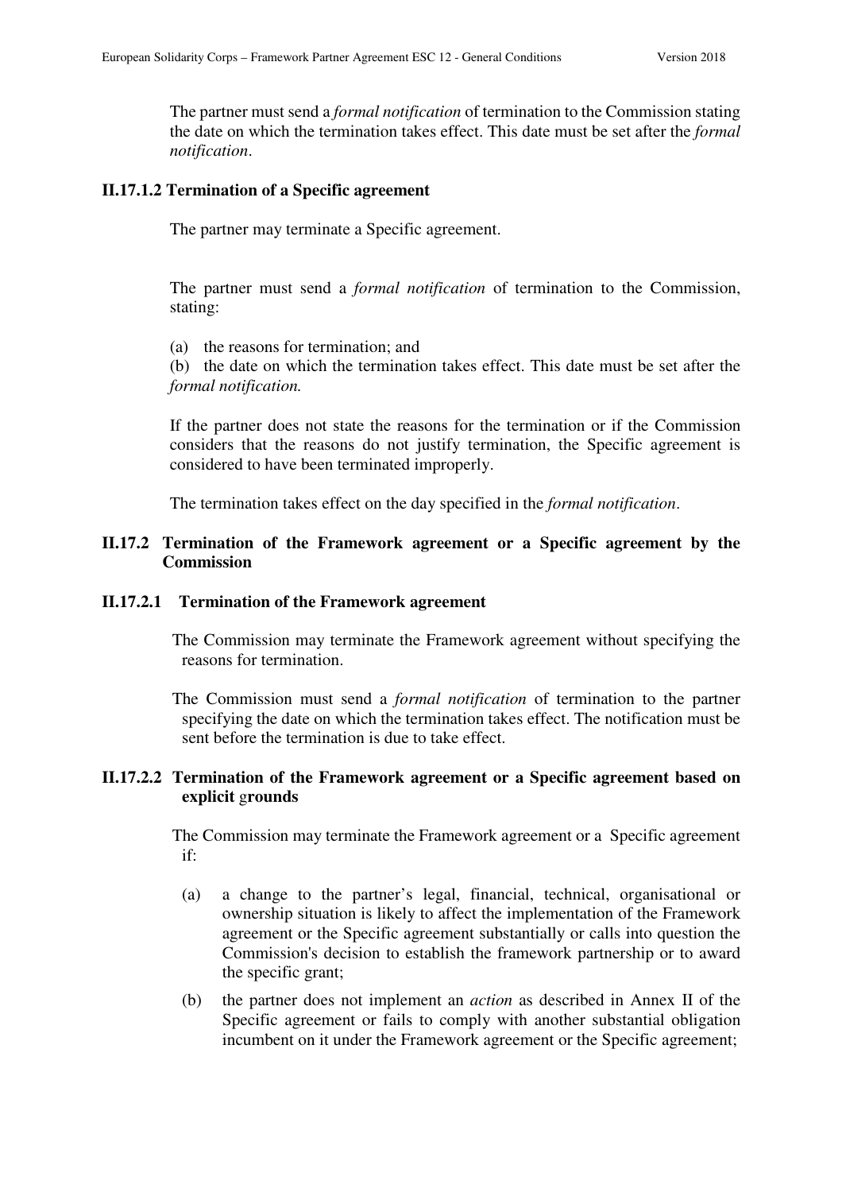The partner must send a *formal notification* of termination to the Commission stating the date on which the termination takes effect. This date must be set after the *formal notification*.

**II.17.1.2 Termination of a Specific agreement**

The partner may terminate a Specific agreement.

The partner must send a *formal notification* of termination to the Commission, stating:

(a) the reasons for termination; and

(b) the date on which the termination takes effect. This date must be set after the *formal notification.*

If the partner does not state the reasons for the termination or if the Commission considers that the reasons do not justify termination, the Specific agreement is considered to have been terminated improperly.

The termination takes effect on the day specified in the *formal notification*.

**II.17.2 Termination of the Framework agreement or a Specific agreement by the Commission**

**II.17.2.1 Termination of the Framework agreement**

The Commission may terminate the Framework agreement without specifying the reasons for termination.

The Commission must send a *formal notification* of termination to the partner specifying the date on which the termination takes effect. The notification must be sent before the termination is due to take effect.

**II.17.2.2 Termination of the Framework agreement or a Specific agreement based on explicit grounds**

The Commission may terminate the Framework agreement or a Specific agreement if:

(a) a change to the partner's legal, financial, technical, organisational or ownership situation is likely to affect the implementation of the Framework agreement or the Specific agreement substantially or calls into question the Commission's decision to establish the framework partnership or to award the specific grant;

(b) the partner does not implement an *action* as described in Annex II of the Specific agreement or fails to comply with another substantial obligation incumbent on it under the Framework agreement or the Specific agreement;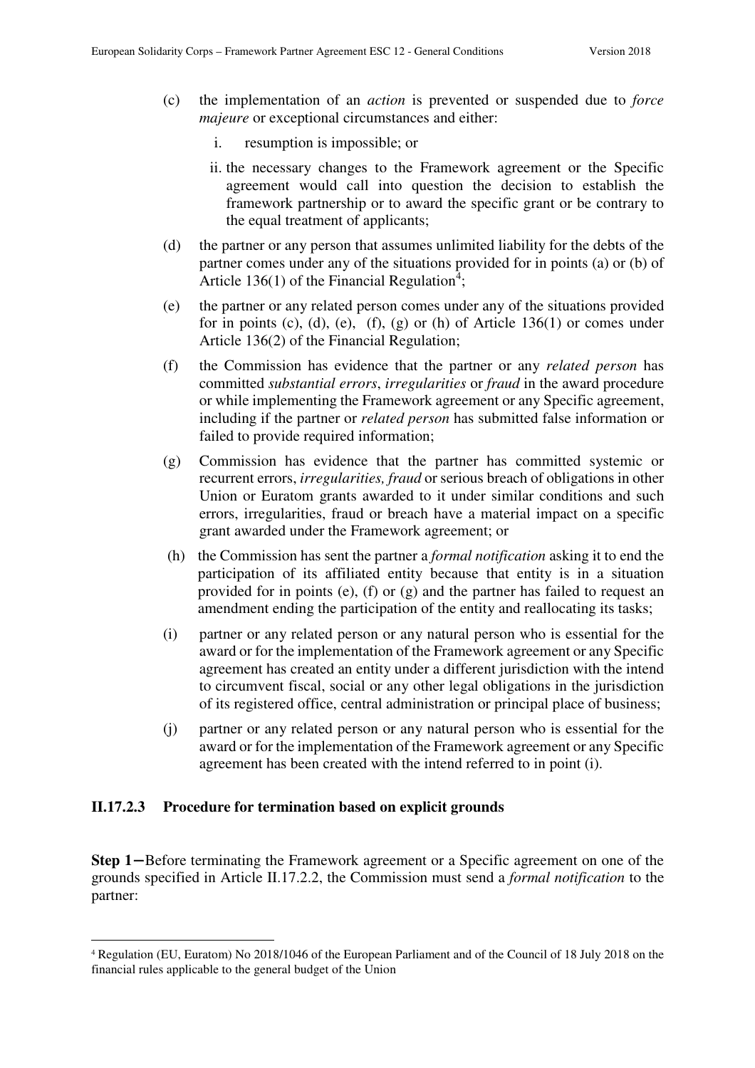(c) the implementation of an *action* is prevented or suspended due to *force majeure* or exceptional circumstances and either:

   i. resumption is impossible; or

   ii. the necessary changes to the Framework agreement or the Specific agreement would call into question the decision to establish the framework partnership or to award the specific grant or be contrary to the equal treatment of applicants;

(d) the partner or any person that assumes unlimited liability for the debts of the partner comes under any of the situations provided for in points (a) or (b) of Article 136(1) of the Financial Regulation[4];

(e) the partner or any related person comes under any of the situations provided for in points (c), (d), (e), (f), (g) or (h) of Article 136(1) or comes under Article 136(2) of the Financial Regulation;

(f) the Commission has evidence that the partner or any *related person* has committed *substantial errors*, *irregularities* or *fraud* in the award procedure or while implementing the Framework agreement or any Specific agreement, including if the partner or *related person* has submitted false information or failed to provide required information;

(g) Commission has evidence that the partner has committed systemic or recurrent errors, *irregularities, fraud* or serious breach of obligations in other Union or Euratom grants awarded to it under similar conditions and such errors, irregularities, fraud or breach have a material impact on a specific grant awarded under the Framework agreement; or

(h) the Commission has sent the partner a *formal notification* asking it to end the participation of its affiliated entity because that entity is in a situation provided for in points (e), (f) or (g) and the partner has failed to request an amendment ending the participation of the entity and reallocating its tasks;

(i) partner or any related person or any natural person who is essential for the award or for the implementation of the Framework agreement or any Specific agreement has created an entity under a different jurisdiction with the intend to circumvent fiscal, social or any other legal obligations in the jurisdiction of its registered office, central administration or principal place of business;

(j) partner or any related person or any natural person who is essential for the award or for the implementation of the Framework agreement or any Specific agreement has been created with the intend referred to in point (i).

### II.17.2.3 Procedure for termination based on explicit grounds

**Step 1**−Before terminating the Framework agreement or a Specific agreement on one of the grounds specified in Article II.17.2.2, the Commission must send a *formal notification* to the partner:

---

[4] Regulation (EU, Euratom) No 2018/1046 of the European Parliament and of the Council of 18 July 2018 on the financial rules applicable to the general budget of the Union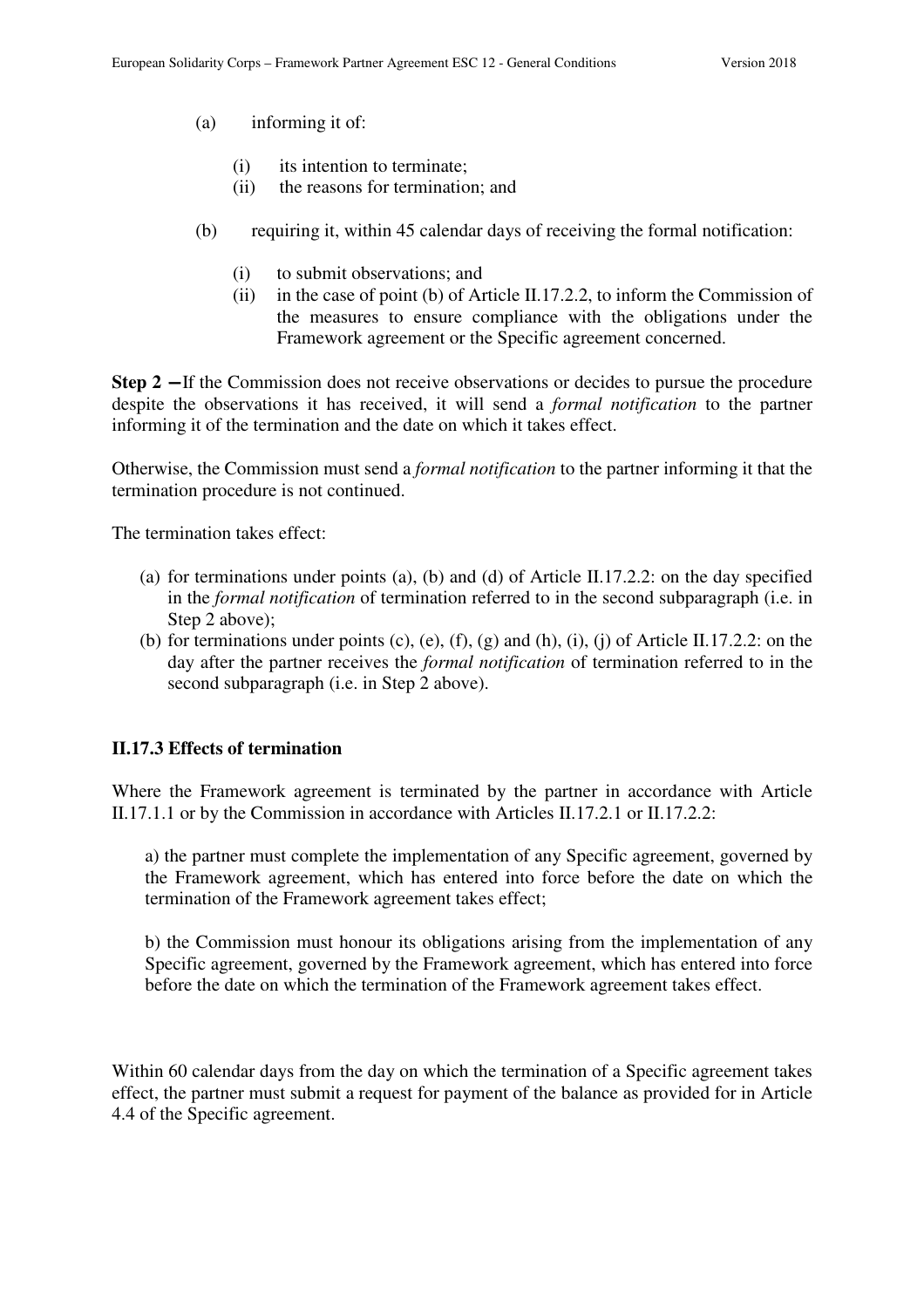(a) informing it of:

   (i) its intention to terminate;
   (ii) the reasons for termination; and

(b) requiring it, within 45 calendar days of receiving the formal notification:

   (i) to submit observations; and
   (ii) in the case of point (b) of Article II.17.2.2, to inform the Commission of the measures to ensure compliance with the obligations under the Framework agreement or the Specific agreement concerned.

**Step 2 —** If the Commission does not receive observations or decides to pursue the procedure despite the observations it has received, it will send a *formal notification* to the partner informing it of the termination and the date on which it takes effect.

Otherwise, the Commission must send a *formal notification* to the partner informing it that the termination procedure is not continued.

The termination takes effect:

(a) for terminations under points (a), (b) and (d) of Article II.17.2.2: on the day specified in the *formal notification* of termination referred to in the second subparagraph (i.e. in Step 2 above);
(b) for terminations under points (c), (e), (f), (g) and (h), (i), (j) of Article II.17.2.2: on the day after the partner receives the *formal notification* of termination referred to in the second subparagraph (i.e. in Step 2 above).

### II.17.3 Effects of termination

Where the Framework agreement is terminated by the partner in accordance with Article II.17.1.1 or by the Commission in accordance with Articles II.17.2.1 or II.17.2.2:

a) the partner must complete the implementation of any Specific agreement, governed by the Framework agreement, which has entered into force before the date on which the termination of the Framework agreement takes effect;

b) the Commission must honour its obligations arising from the implementation of any Specific agreement, governed by the Framework agreement, which has entered into force before the date on which the termination of the Framework agreement takes effect.

Within 60 calendar days from the day on which the termination of a Specific agreement takes effect, the partner must submit a request for payment of the balance as provided for in Article 4.4 of the Specific agreement.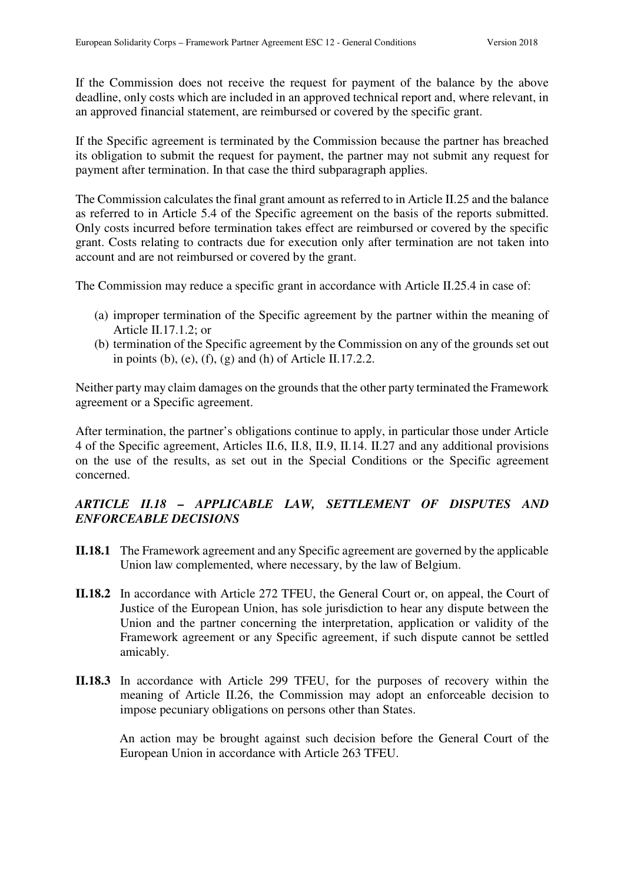If the Commission does not receive the request for payment of the balance by the above deadline, only costs which are included in an approved technical report and, where relevant, in an approved financial statement, are reimbursed or covered by the specific grant.

If the Specific agreement is terminated by the Commission because the partner has breached its obligation to submit the request for payment, the partner may not submit any request for payment after termination. In that case the third subparagraph applies.

The Commission calculates the final grant amount as referred to in Article II.25 and the balance as referred to in Article 5.4 of the Specific agreement on the basis of the reports submitted. Only costs incurred before termination takes effect are reimbursed or covered by the specific grant. Costs relating to contracts due for execution only after termination are not taken into account and are not reimbursed or covered by the grant.

The Commission may reduce a specific grant in accordance with Article II.25.4 in case of:

(a) improper termination of the Specific agreement by the partner within the meaning of Article II.17.1.2; or
(b) termination of the Specific agreement by the Commission on any of the grounds set out in points (b), (e), (f), (g) and (h) of Article II.17.2.2.

Neither party may claim damages on the grounds that the other party terminated the Framework agreement or a Specific agreement.

After termination, the partner's obligations continue to apply, in particular those under Article 4 of the Specific agreement, Articles II.6, II.8, II.9, II.14. II.27 and any additional provisions on the use of the results, as set out in the Special Conditions or the Specific agreement concerned.

### *ARTICLE II.18 – APPLICABLE LAW, SETTLEMENT OF DISPUTES AND ENFORCEABLE DECISIONS*

**II.18.1** The Framework agreement and any Specific agreement are governed by the applicable Union law complemented, where necessary, by the law of Belgium.

**II.18.2** In accordance with Article 272 TFEU, the General Court or, on appeal, the Court of Justice of the European Union, has sole jurisdiction to hear any dispute between the Union and the partner concerning the interpretation, application or validity of the Framework agreement or any Specific agreement, if such dispute cannot be settled amicably.

**II.18.3** In accordance with Article 299 TFEU, for the purposes of recovery within the meaning of Article II.26, the Commission may adopt an enforceable decision to impose pecuniary obligations on persons other than States.

An action may be brought against such decision before the General Court of the European Union in accordance with Article 263 TFEU.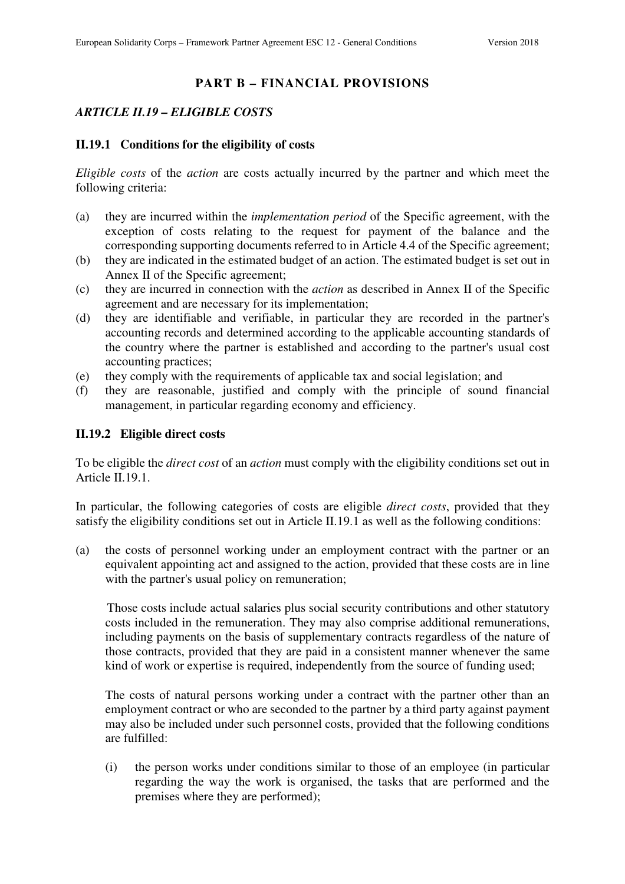## PART B – FINANCIAL PROVISIONS

### *ARTICLE II.19 – ELIGIBLE COSTS*

#### II.19.1 Conditions for the eligibility of costs

*Eligible costs* of the *action* are costs actually incurred by the partner and which meet the following criteria:

(a) they are incurred within the *implementation period* of the Specific agreement, with the exception of costs relating to the request for payment of the balance and the corresponding supporting documents referred to in Article 4.4 of the Specific agreement;
(b) they are indicated in the estimated budget of an action. The estimated budget is set out in Annex II of the Specific agreement;
(c) they are incurred in connection with the *action* as described in Annex II of the Specific agreement and are necessary for its implementation;
(d) they are identifiable and verifiable, in particular they are recorded in the partner's accounting records and determined according to the applicable accounting standards of the country where the partner is established and according to the partner's usual cost accounting practices;
(e) they comply with the requirements of applicable tax and social legislation; and
(f) they are reasonable, justified and comply with the principle of sound financial management, in particular regarding economy and efficiency.

#### II.19.2 Eligible direct costs

To be eligible the *direct cost* of an *action* must comply with the eligibility conditions set out in Article II.19.1.

In particular, the following categories of costs are eligible *direct costs*, provided that they satisfy the eligibility conditions set out in Article II.19.1 as well as the following conditions:

(a) the costs of personnel working under an employment contract with the partner or an equivalent appointing act and assigned to the action, provided that these costs are in line with the partner's usual policy on remuneration;

Those costs include actual salaries plus social security contributions and other statutory costs included in the remuneration. They may also comprise additional remunerations, including payments on the basis of supplementary contracts regardless of the nature of those contracts, provided that they are paid in a consistent manner whenever the same kind of work or expertise is required, independently from the source of funding used;

The costs of natural persons working under a contract with the partner other than an employment contract or who are seconded to the partner by a third party against payment may also be included under such personnel costs, provided that the following conditions are fulfilled:

(i) the person works under conditions similar to those of an employee (in particular regarding the way the work is organised, the tasks that are performed and the premises where they are performed);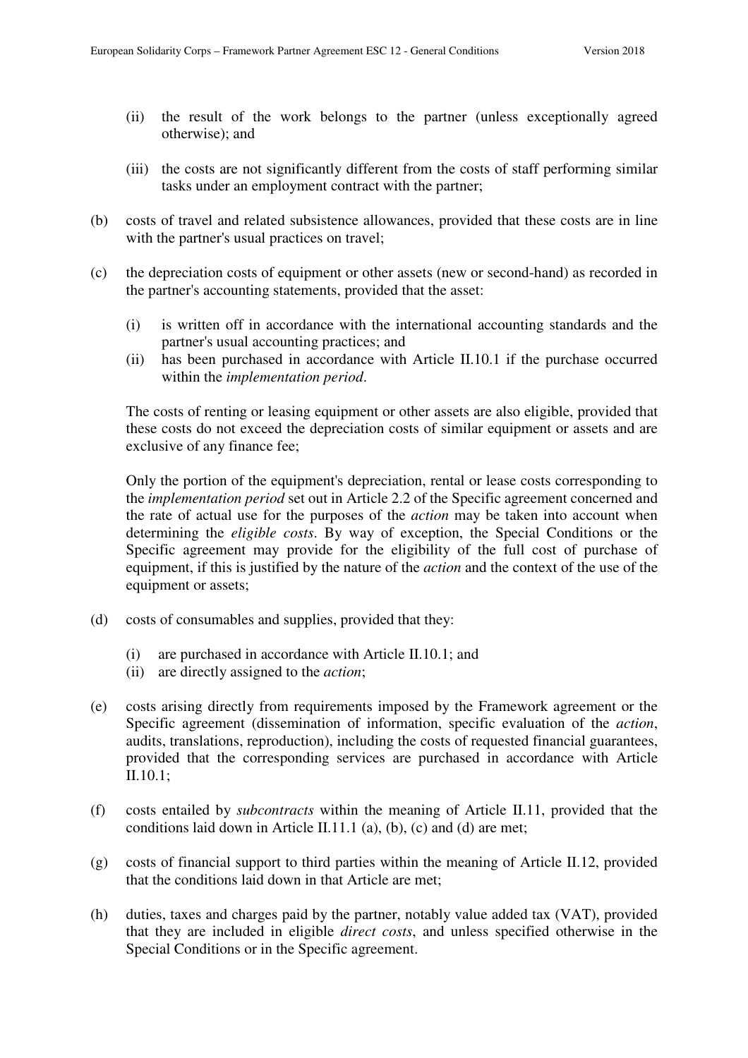(ii) the result of the work belongs to the partner (unless exceptionally agreed otherwise); and

(iii) the costs are not significantly different from the costs of staff performing similar tasks under an employment contract with the partner;

(b) costs of travel and related subsistence allowances, provided that these costs are in line with the partner's usual practices on travel;

(c) the depreciation costs of equipment or other assets (new or second-hand) as recorded in the partner's accounting statements, provided that the asset:

   (i) is written off in accordance with the international accounting standards and the partner's usual accounting practices; and
   (ii) has been purchased in accordance with Article II.10.1 if the purchase occurred within the *implementation period*.

   The costs of renting or leasing equipment or other assets are also eligible, provided that these costs do not exceed the depreciation costs of similar equipment or assets and are exclusive of any finance fee;

   Only the portion of the equipment's depreciation, rental or lease costs corresponding to the *implementation period* set out in Article 2.2 of the Specific agreement concerned and the rate of actual use for the purposes of the *action* may be taken into account when determining the *eligible costs*. By way of exception, the Special Conditions or the Specific agreement may provide for the eligibility of the full cost of purchase of equipment, if this is justified by the nature of the *action* and the context of the use of the equipment or assets;

(d) costs of consumables and supplies, provided that they:

   (i) are purchased in accordance with Article II.10.1; and
   (ii) are directly assigned to the *action*;

(e) costs arising directly from requirements imposed by the Framework agreement or the Specific agreement (dissemination of information, specific evaluation of the *action*, audits, translations, reproduction), including the costs of requested financial guarantees, provided that the corresponding services are purchased in accordance with Article II.10.1;

(f) costs entailed by *subcontracts* within the meaning of Article II.11, provided that the conditions laid down in Article II.11.1 (a), (b), (c) and (d) are met;

(g) costs of financial support to third parties within the meaning of Article II.12, provided that the conditions laid down in that Article are met;

(h) duties, taxes and charges paid by the partner, notably value added tax (VAT), provided that they are included in eligible *direct costs*, and unless specified otherwise in the Special Conditions or in the Specific agreement.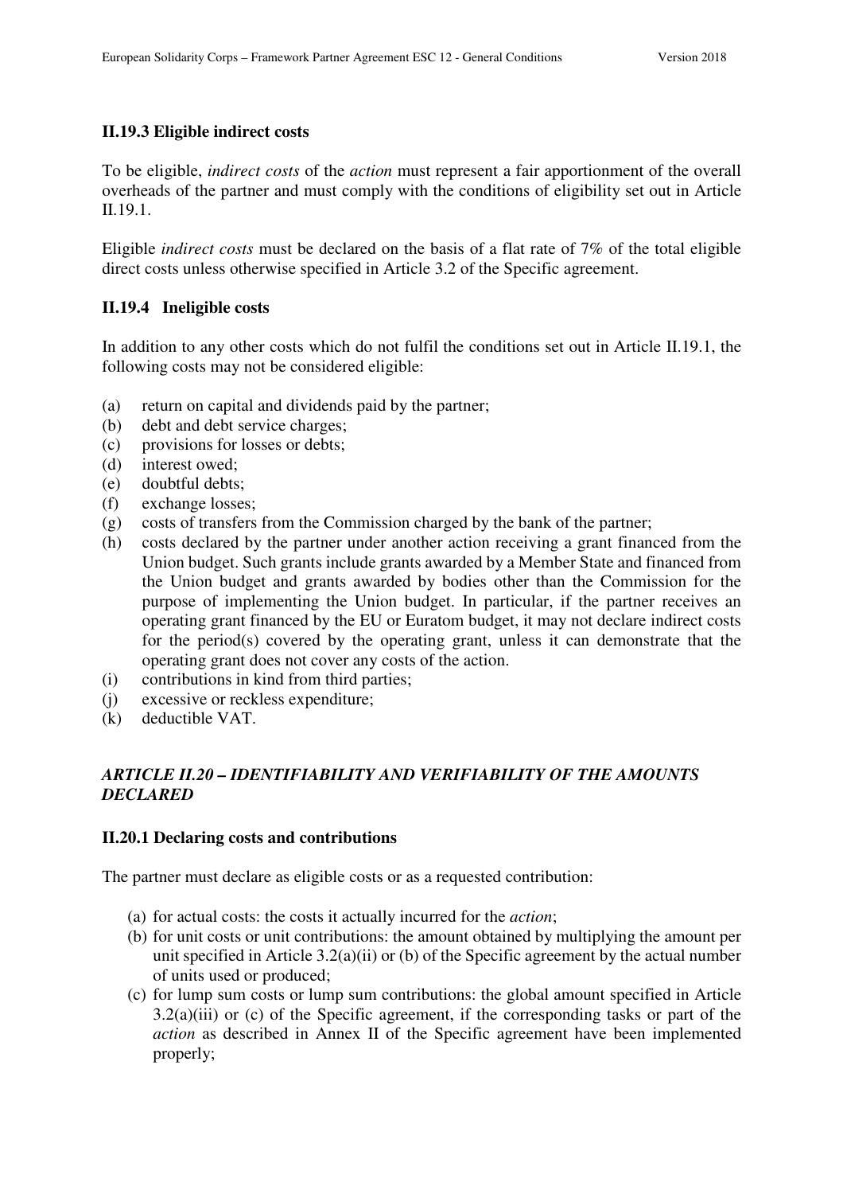### II.19.3 Eligible indirect costs

To be eligible, *indirect costs* of the *action* must represent a fair apportionment of the overall overheads of the partner and must comply with the conditions of eligibility set out in Article II.19.1.

Eligible *indirect costs* must be declared on the basis of a flat rate of 7% of the total eligible direct costs unless otherwise specified in Article 3.2 of the Specific agreement.

### II.19.4 Ineligible costs

In addition to any other costs which do not fulfil the conditions set out in Article II.19.1, the following costs may not be considered eligible:

(a) return on capital and dividends paid by the partner;
(b) debt and debt service charges;
(c) provisions for losses or debts;
(d) interest owed;
(e) doubtful debts;
(f) exchange losses;
(g) costs of transfers from the Commission charged by the bank of the partner;
(h) costs declared by the partner under another action receiving a grant financed from the Union budget. Such grants include grants awarded by a Member State and financed from the Union budget and grants awarded by bodies other than the Commission for the purpose of implementing the Union budget. In particular, if the partner receives an operating grant financed by the EU or Euratom budget, it may not declare indirect costs for the period(s) covered by the operating grant, unless it can demonstrate that the operating grant does not cover any costs of the action.
(i) contributions in kind from third parties;
(j) excessive or reckless expenditure;
(k) deductible VAT.

## *ARTICLE II.20 – IDENTIFIABILITY AND VERIFIABILITY OF THE AMOUNTS DECLARED*

### II.20.1 Declaring costs and contributions

The partner must declare as eligible costs or as a requested contribution:

(a) for actual costs: the costs it actually incurred for the *action*;
(b) for unit costs or unit contributions: the amount obtained by multiplying the amount per unit specified in Article 3.2(a)(ii) or (b) of the Specific agreement by the actual number of units used or produced;
(c) for lump sum costs or lump sum contributions: the global amount specified in Article 3.2(a)(iii) or (c) of the Specific agreement, if the corresponding tasks or part of the *action* as described in Annex II of the Specific agreement have been implemented properly;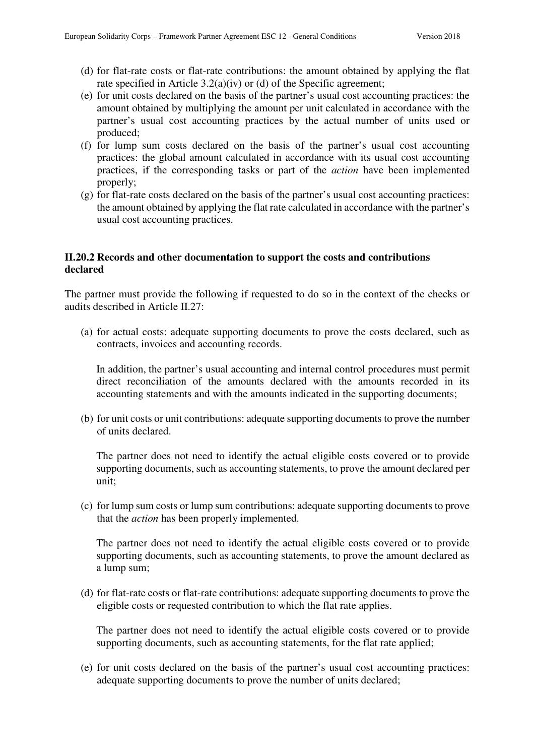(d) for flat-rate costs or flat-rate contributions: the amount obtained by applying the flat rate specified in Article 3.2(a)(iv) or (d) of the Specific agreement;

(e) for unit costs declared on the basis of the partner's usual cost accounting practices: the amount obtained by multiplying the amount per unit calculated in accordance with the partner's usual cost accounting practices by the actual number of units used or produced;

(f) for lump sum costs declared on the basis of the partner's usual cost accounting practices: the global amount calculated in accordance with its usual cost accounting practices, if the corresponding tasks or part of the *action* have been implemented properly;

(g) for flat-rate costs declared on the basis of the partner's usual cost accounting practices: the amount obtained by applying the flat rate calculated in accordance with the partner's usual cost accounting practices.

### II.20.2 Records and other documentation to support the costs and contributions declared

The partner must provide the following if requested to do so in the context of the checks or audits described in Article II.27:

(a) for actual costs: adequate supporting documents to prove the costs declared, such as contracts, invoices and accounting records.

   In addition, the partner's usual accounting and internal control procedures must permit direct reconciliation of the amounts declared with the amounts recorded in its accounting statements and with the amounts indicated in the supporting documents;

(b) for unit costs or unit contributions: adequate supporting documents to prove the number of units declared.

   The partner does not need to identify the actual eligible costs covered or to provide supporting documents, such as accounting statements, to prove the amount declared per unit;

(c) for lump sum costs or lump sum contributions: adequate supporting documents to prove that the *action* has been properly implemented.

   The partner does not need to identify the actual eligible costs covered or to provide supporting documents, such as accounting statements, to prove the amount declared as a lump sum;

(d) for flat-rate costs or flat-rate contributions: adequate supporting documents to prove the eligible costs or requested contribution to which the flat rate applies.

   The partner does not need to identify the actual eligible costs covered or to provide supporting documents, such as accounting statements, for the flat rate applied;

(e) for unit costs declared on the basis of the partner's usual cost accounting practices: adequate supporting documents to prove the number of units declared;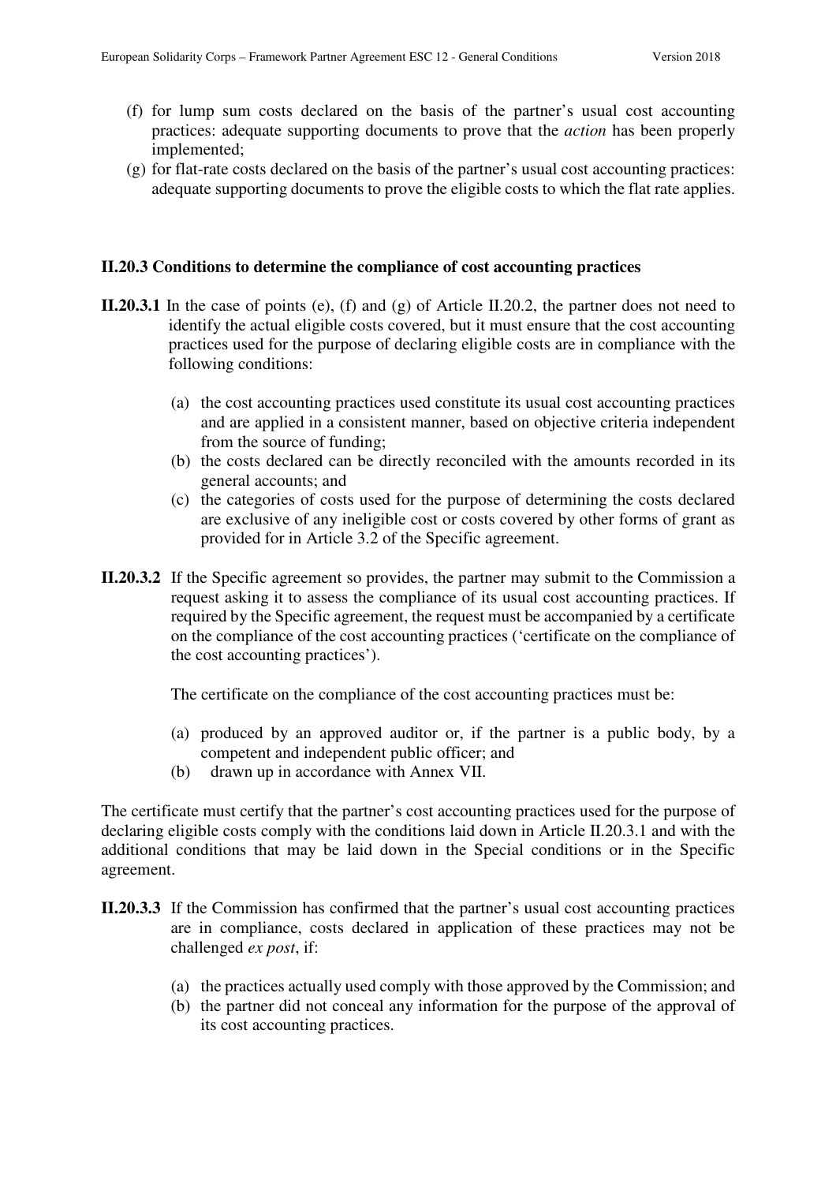(f) for lump sum costs declared on the basis of the partner's usual cost accounting practices: adequate supporting documents to prove that the *action* has been properly implemented;

(g) for flat-rate costs declared on the basis of the partner's usual cost accounting practices: adequate supporting documents to prove the eligible costs to which the flat rate applies.

### II.20.3 Conditions to determine the compliance of cost accounting practices

**II.20.3.1** In the case of points (e), (f) and (g) of Article II.20.2, the partner does not need to identify the actual eligible costs covered, but it must ensure that the cost accounting practices used for the purpose of declaring eligible costs are in compliance with the following conditions:

(a) the cost accounting practices used constitute its usual cost accounting practices and are applied in a consistent manner, based on objective criteria independent from the source of funding;

(b) the costs declared can be directly reconciled with the amounts recorded in its general accounts; and

(c) the categories of costs used for the purpose of determining the costs declared are exclusive of any ineligible cost or costs covered by other forms of grant as provided for in Article 3.2 of the Specific agreement.

**II.20.3.2** If the Specific agreement so provides, the partner may submit to the Commission a request asking it to assess the compliance of its usual cost accounting practices. If required by the Specific agreement, the request must be accompanied by a certificate on the compliance of the cost accounting practices ('certificate on the compliance of the cost accounting practices').

The certificate on the compliance of the cost accounting practices must be:

(a) produced by an approved auditor or, if the partner is a public body, by a competent and independent public officer; and

(b) drawn up in accordance with Annex VII.

The certificate must certify that the partner's cost accounting practices used for the purpose of declaring eligible costs comply with the conditions laid down in Article II.20.3.1 and with the additional conditions that may be laid down in the Special conditions or in the Specific agreement.

**II.20.3.3** If the Commission has confirmed that the partner's usual cost accounting practices are in compliance, costs declared in application of these practices may not be challenged *ex post*, if:

(a) the practices actually used comply with those approved by the Commission; and

(b) the partner did not conceal any information for the purpose of the approval of its cost accounting practices.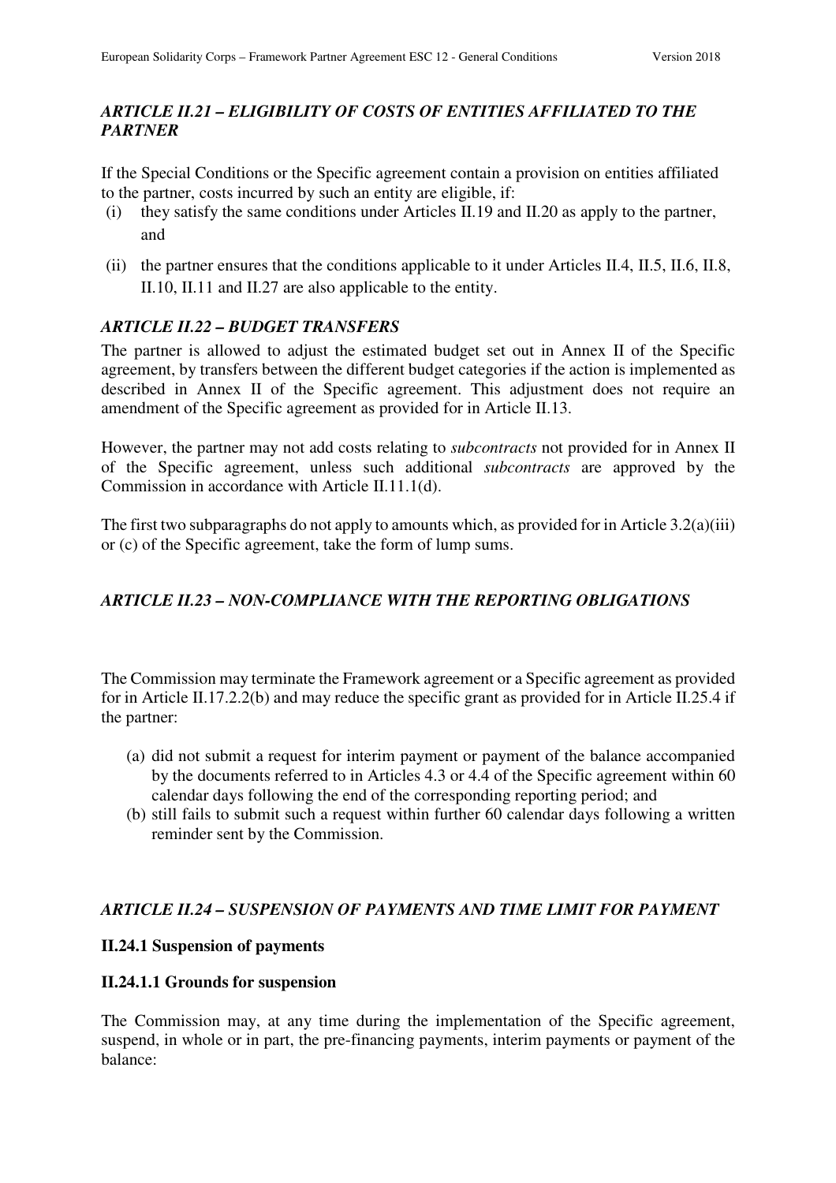### *ARTICLE II.21 – ELIGIBILITY OF COSTS OF ENTITIES AFFILIATED TO THE PARTNER*

If the Special Conditions or the Specific agreement contain a provision on entities affiliated to the partner, costs incurred by such an entity are eligible, if:

(i) they satisfy the same conditions under Articles II.19 and II.20 as apply to the partner, and

(ii) the partner ensures that the conditions applicable to it under Articles II.4, II.5, II.6, II.8, II.10, II.11 and II.27 are also applicable to the entity.

### *ARTICLE II.22 – BUDGET TRANSFERS*

The partner is allowed to adjust the estimated budget set out in Annex II of the Specific agreement, by transfers between the different budget categories if the action is implemented as described in Annex II of the Specific agreement. This adjustment does not require an amendment of the Specific agreement as provided for in Article II.13.

However, the partner may not add costs relating to *subcontracts* not provided for in Annex II of the Specific agreement, unless such additional *subcontracts* are approved by the Commission in accordance with Article II.11.1(d).

The first two subparagraphs do not apply to amounts which, as provided for in Article 3.2(a)(iii) or (c) of the Specific agreement, take the form of lump sums.

### *ARTICLE II.23 – NON-COMPLIANCE WITH THE REPORTING OBLIGATIONS*

The Commission may terminate the Framework agreement or a Specific agreement as provided for in Article II.17.2.2(b) and may reduce the specific grant as provided for in Article II.25.4 if the partner:

(a) did not submit a request for interim payment or payment of the balance accompanied by the documents referred to in Articles 4.3 or 4.4 of the Specific agreement within 60 calendar days following the end of the corresponding reporting period; and
(b) still fails to submit such a request within further 60 calendar days following a written reminder sent by the Commission.

### *ARTICLE II.24 – SUSPENSION OF PAYMENTS AND TIME LIMIT FOR PAYMENT*

#### II.24.1 Suspension of payments

#### II.24.1.1 Grounds for suspension

The Commission may, at any time during the implementation of the Specific agreement, suspend, in whole or in part, the pre-financing payments, interim payments or payment of the balance: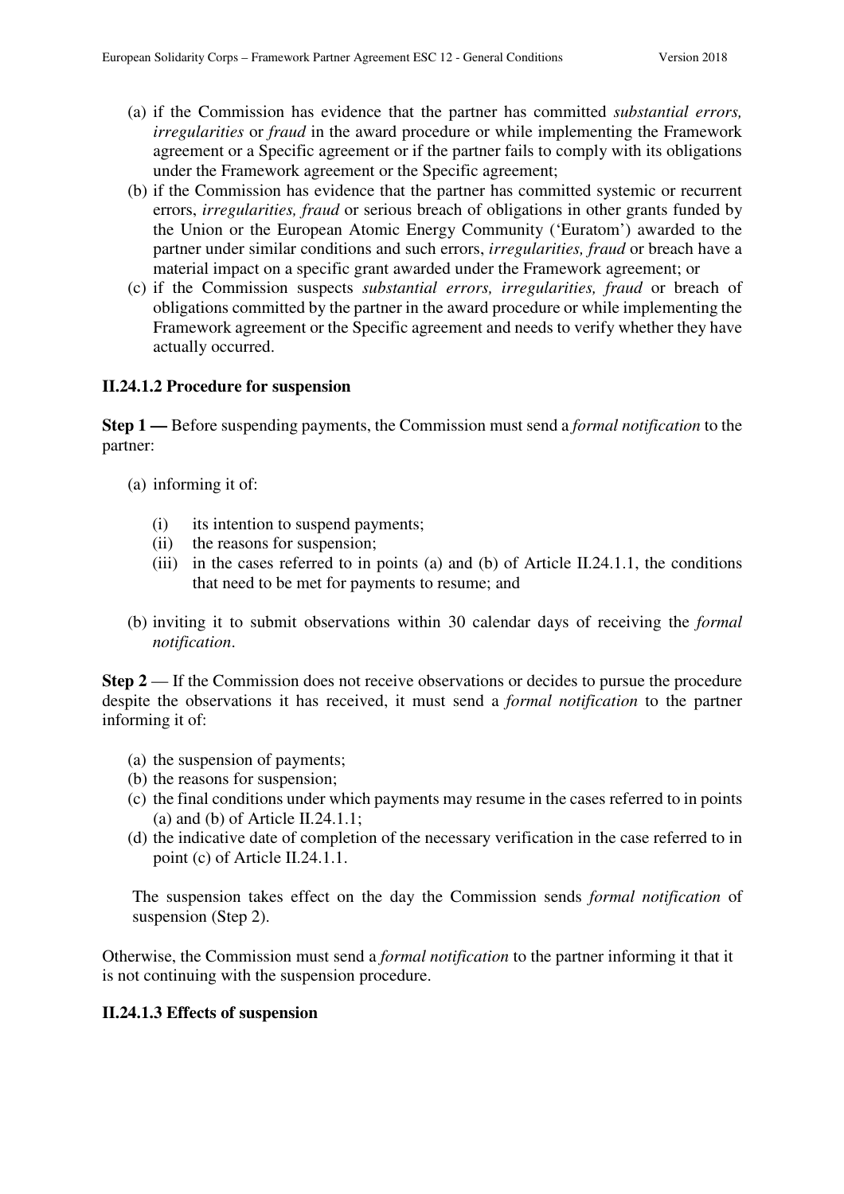(a) if the Commission has evidence that the partner has committed *substantial errors, irregularities* or *fraud* in the award procedure or while implementing the Framework agreement or a Specific agreement or if the partner fails to comply with its obligations under the Framework agreement or the Specific agreement;

(b) if the Commission has evidence that the partner has committed systemic or recurrent errors, *irregularities, fraud* or serious breach of obligations in other grants funded by the Union or the European Atomic Energy Community ('Euratom') awarded to the partner under similar conditions and such errors, *irregularities, fraud* or breach have a material impact on a specific grant awarded under the Framework agreement; or

(c) if the Commission suspects *substantial errors, irregularities, fraud* or breach of obligations committed by the partner in the award procedure or while implementing the Framework agreement or the Specific agreement and needs to verify whether they have actually occurred.

#### II.24.1.2 Procedure for suspension

**Step 1 —** Before suspending payments, the Commission must send a *formal notification* to the partner:

(a) informing it of:

  (i) its intention to suspend payments;
  (ii) the reasons for suspension;
  (iii) in the cases referred to in points (a) and (b) of Article II.24.1.1, the conditions that need to be met for payments to resume; and

(b) inviting it to submit observations within 30 calendar days of receiving the *formal notification*.

**Step 2** — If the Commission does not receive observations or decides to pursue the procedure despite the observations it has received, it must send a *formal notification* to the partner informing it of:

(a) the suspension of payments;
(b) the reasons for suspension;
(c) the final conditions under which payments may resume in the cases referred to in points (a) and (b) of Article II.24.1.1;
(d) the indicative date of completion of the necessary verification in the case referred to in point (c) of Article II.24.1.1.

The suspension takes effect on the day the Commission sends *formal notification* of suspension (Step 2).

Otherwise, the Commission must send a *formal notification* to the partner informing it that it is not continuing with the suspension procedure.

#### II.24.1.3 Effects of suspension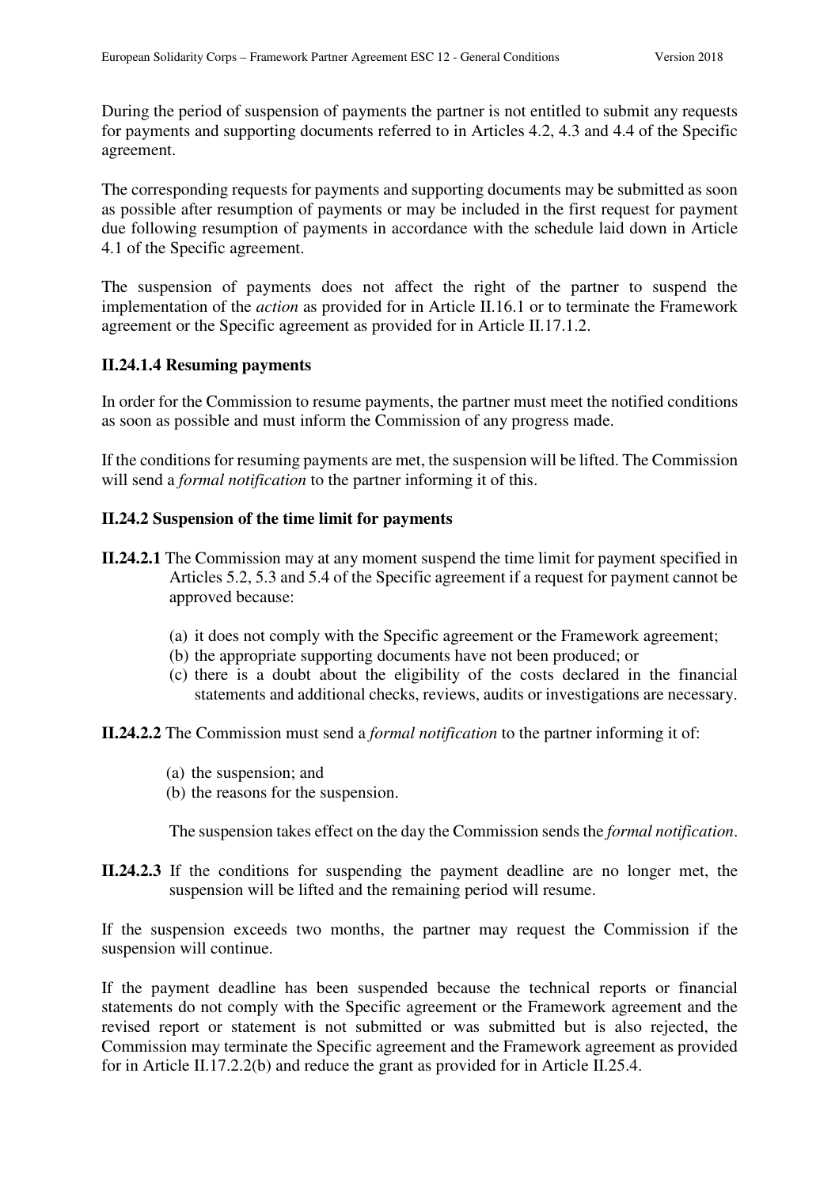During the period of suspension of payments the partner is not entitled to submit any requests for payments and supporting documents referred to in Articles 4.2, 4.3 and 4.4 of the Specific agreement.

The corresponding requests for payments and supporting documents may be submitted as soon as possible after resumption of payments or may be included in the first request for payment due following resumption of payments in accordance with the schedule laid down in Article 4.1 of the Specific agreement.

The suspension of payments does not affect the right of the partner to suspend the implementation of the *action* as provided for in Article II.16.1 or to terminate the Framework agreement or the Specific agreement as provided for in Article II.17.1.2.

### II.24.1.4 Resuming payments

In order for the Commission to resume payments, the partner must meet the notified conditions as soon as possible and must inform the Commission of any progress made.

If the conditions for resuming payments are met, the suspension will be lifted. The Commission will send a *formal notification* to the partner informing it of this.

### II.24.2 Suspension of the time limit for payments

**II.24.2.1** The Commission may at any moment suspend the time limit for payment specified in Articles 5.2, 5.3 and 5.4 of the Specific agreement if a request for payment cannot be approved because:

(a) it does not comply with the Specific agreement or the Framework agreement;
(b) the appropriate supporting documents have not been produced; or
(c) there is a doubt about the eligibility of the costs declared in the financial statements and additional checks, reviews, audits or investigations are necessary.

**II.24.2.2** The Commission must send a *formal notification* to the partner informing it of:

(a) the suspension; and
(b) the reasons for the suspension.

The suspension takes effect on the day the Commission sends the *formal notification*.

**II.24.2.3** If the conditions for suspending the payment deadline are no longer met, the suspension will be lifted and the remaining period will resume.

If the suspension exceeds two months, the partner may request the Commission if the suspension will continue.

If the payment deadline has been suspended because the technical reports or financial statements do not comply with the Specific agreement or the Framework agreement and the revised report or statement is not submitted or was submitted but is also rejected, the Commission may terminate the Specific agreement and the Framework agreement as provided for in Article II.17.2.2(b) and reduce the grant as provided for in Article II.25.4.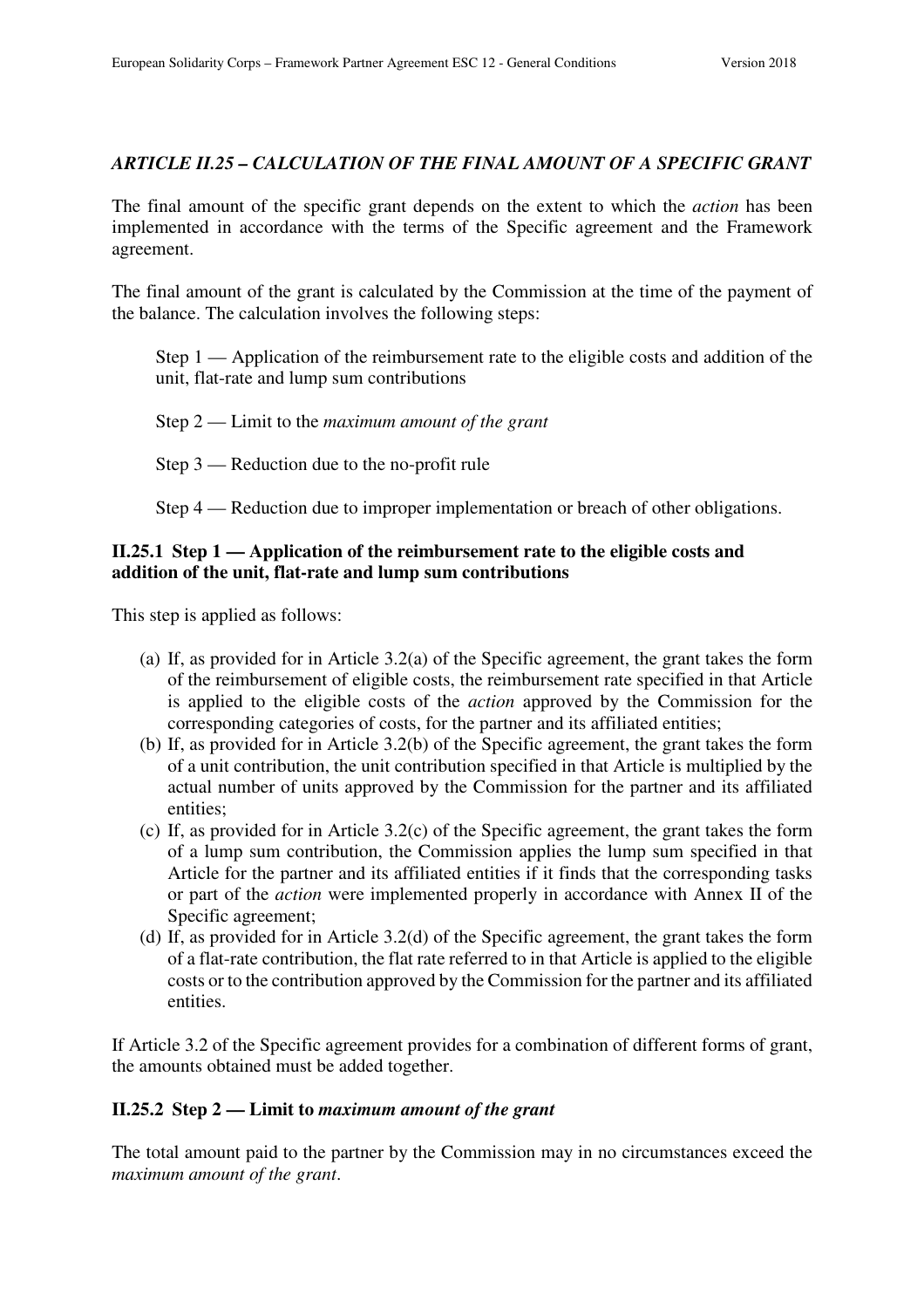### *ARTICLE II.25 – CALCULATION OF THE FINAL AMOUNT OF A SPECIFIC GRANT*

The final amount of the specific grant depends on the extent to which the *action* has been implemented in accordance with the terms of the Specific agreement and the Framework agreement.

The final amount of the grant is calculated by the Commission at the time of the payment of the balance. The calculation involves the following steps:

Step 1 — Application of the reimbursement rate to the eligible costs and addition of the unit, flat-rate and lump sum contributions

Step 2 — Limit to the *maximum amount of the grant*

Step 3 — Reduction due to the no-profit rule

Step 4 — Reduction due to improper implementation or breach of other obligations.

#### II.25.1 Step 1 — Application of the reimbursement rate to the eligible costs and addition of the unit, flat-rate and lump sum contributions

This step is applied as follows:

(a) If, as provided for in Article 3.2(a) of the Specific agreement, the grant takes the form of the reimbursement of eligible costs, the reimbursement rate specified in that Article is applied to the eligible costs of the *action* approved by the Commission for the corresponding categories of costs, for the partner and its affiliated entities;

(b) If, as provided for in Article 3.2(b) of the Specific agreement, the grant takes the form of a unit contribution, the unit contribution specified in that Article is multiplied by the actual number of units approved by the Commission for the partner and its affiliated entities;

(c) If, as provided for in Article 3.2(c) of the Specific agreement, the grant takes the form of a lump sum contribution, the Commission applies the lump sum specified in that Article for the partner and its affiliated entities if it finds that the corresponding tasks or part of the *action* were implemented properly in accordance with Annex II of the Specific agreement;

(d) If, as provided for in Article 3.2(d) of the Specific agreement, the grant takes the form of a flat-rate contribution, the flat rate referred to in that Article is applied to the eligible costs or to the contribution approved by the Commission for the partner and its affiliated entities.

If Article 3.2 of the Specific agreement provides for a combination of different forms of grant, the amounts obtained must be added together.

#### II.25.2 Step 2 — Limit to *maximum amount of the grant*

The total amount paid to the partner by the Commission may in no circumstances exceed the *maximum amount of the grant*.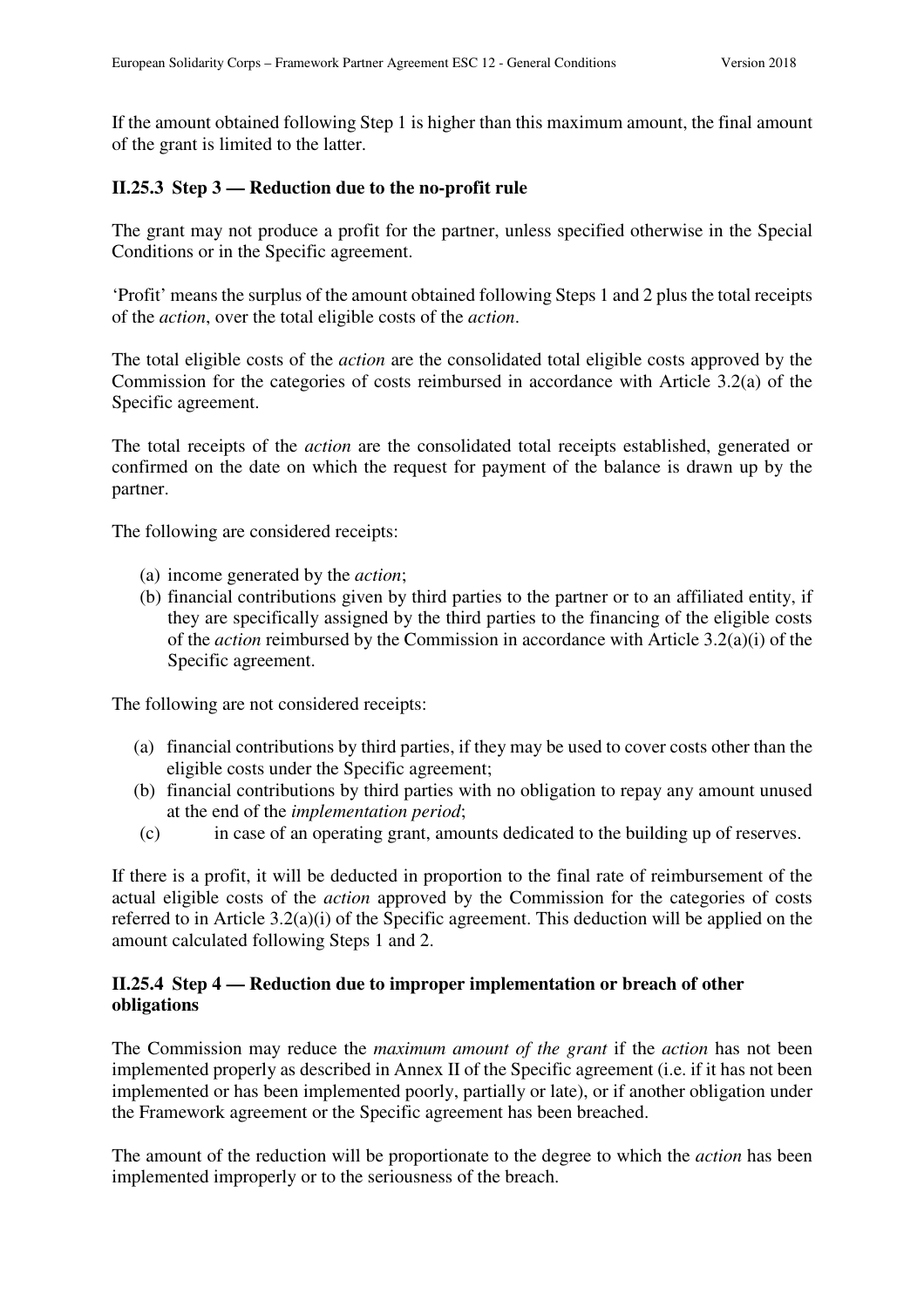If the amount obtained following Step 1 is higher than this maximum amount, the final amount of the grant is limited to the latter.

### II.25.3 Step 3 — Reduction due to the no-profit rule

The grant may not produce a profit for the partner, unless specified otherwise in the Special Conditions or in the Specific agreement.

'Profit' means the surplus of the amount obtained following Steps 1 and 2 plus the total receipts of the *action*, over the total eligible costs of the *action*.

The total eligible costs of the *action* are the consolidated total eligible costs approved by the Commission for the categories of costs reimbursed in accordance with Article 3.2(a) of the Specific agreement.

The total receipts of the *action* are the consolidated total receipts established, generated or confirmed on the date on which the request for payment of the balance is drawn up by the partner.

The following are considered receipts:

(a) income generated by the *action*;
(b) financial contributions given by third parties to the partner or to an affiliated entity, if they are specifically assigned by the third parties to the financing of the eligible costs of the *action* reimbursed by the Commission in accordance with Article 3.2(a)(i) of the Specific agreement.

The following are not considered receipts:

(a) financial contributions by third parties, if they may be used to cover costs other than the eligible costs under the Specific agreement;
(b) financial contributions by third parties with no obligation to repay any amount unused at the end of the *implementation period*;
(c) in case of an operating grant, amounts dedicated to the building up of reserves.

If there is a profit, it will be deducted in proportion to the final rate of reimbursement of the actual eligible costs of the *action* approved by the Commission for the categories of costs referred to in Article 3.2(a)(i) of the Specific agreement. This deduction will be applied on the amount calculated following Steps 1 and 2.

### II.25.4 Step 4 — Reduction due to improper implementation or breach of other obligations

The Commission may reduce the *maximum amount of the grant* if the *action* has not been implemented properly as described in Annex II of the Specific agreement (i.e. if it has not been implemented or has been implemented poorly, partially or late), or if another obligation under the Framework agreement or the Specific agreement has been breached.

The amount of the reduction will be proportionate to the degree to which the *action* has been implemented improperly or to the seriousness of the breach.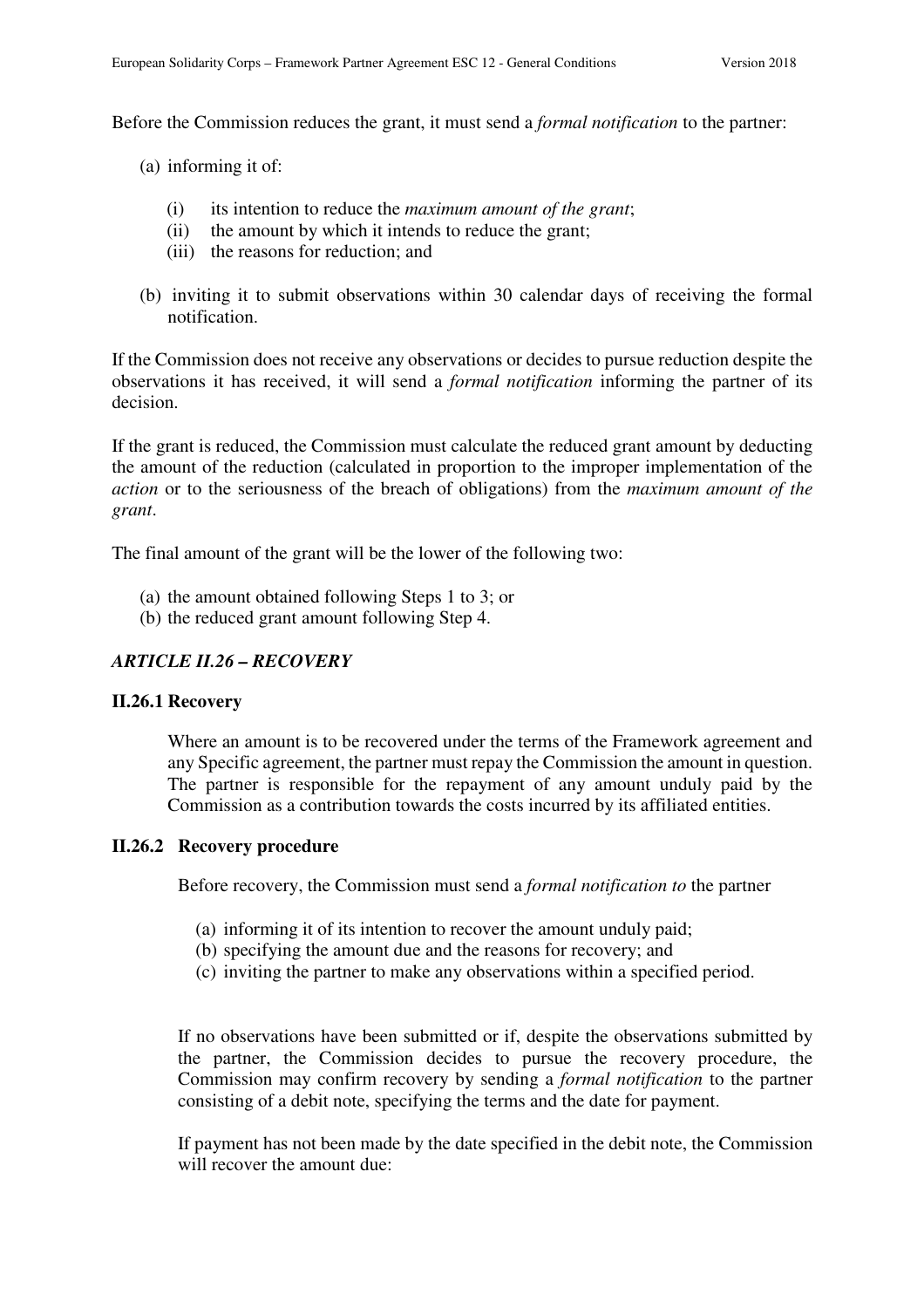Before the Commission reduces the grant, it must send a *formal notification* to the partner:

(a) informing it of:

   (i) its intention to reduce the *maximum amount of the grant*;
   (ii) the amount by which it intends to reduce the grant;
   (iii) the reasons for reduction; and

(b) inviting it to submit observations within 30 calendar days of receiving the formal notification.

If the Commission does not receive any observations or decides to pursue reduction despite the observations it has received, it will send a *formal notification* informing the partner of its decision.

If the grant is reduced, the Commission must calculate the reduced grant amount by deducting the amount of the reduction (calculated in proportion to the improper implementation of the *action* or to the seriousness of the breach of obligations) from the *maximum amount of the grant*.

The final amount of the grant will be the lower of the following two:

(a) the amount obtained following Steps 1 to 3; or
(b) the reduced grant amount following Step 4.

### *ARTICLE II.26 – RECOVERY*

#### II.26.1 Recovery

Where an amount is to be recovered under the terms of the Framework agreement and any Specific agreement, the partner must repay the Commission the amount in question. The partner is responsible for the repayment of any amount unduly paid by the Commission as a contribution towards the costs incurred by its affiliated entities.

#### II.26.2 Recovery procedure

Before recovery, the Commission must send a *formal notification to* the partner

(a) informing it of its intention to recover the amount unduly paid;
(b) specifying the amount due and the reasons for recovery; and
(c) inviting the partner to make any observations within a specified period.

If no observations have been submitted or if, despite the observations submitted by the partner, the Commission decides to pursue the recovery procedure, the Commission may confirm recovery by sending a *formal notification* to the partner consisting of a debit note, specifying the terms and the date for payment.

If payment has not been made by the date specified in the debit note, the Commission will recover the amount due: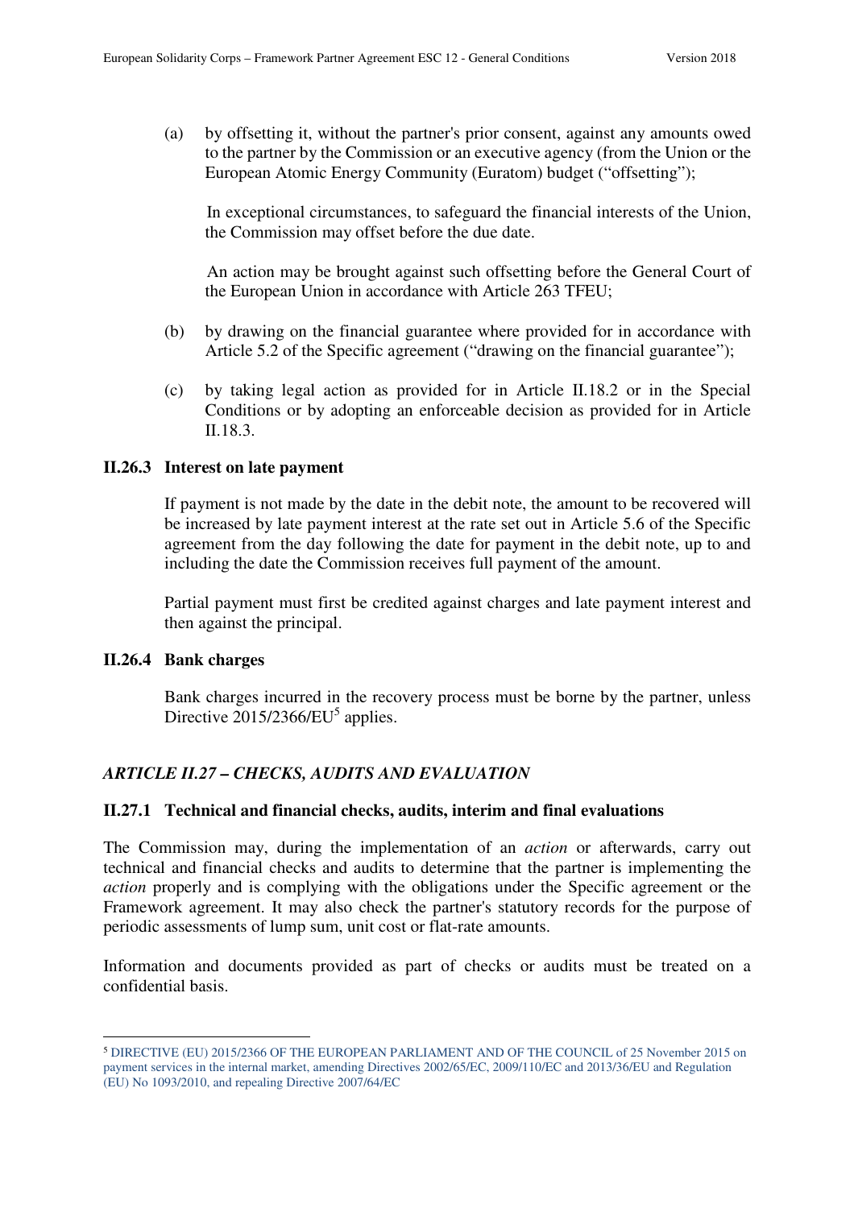(a) by offsetting it, without the partner's prior consent, against any amounts owed to the partner by the Commission or an executive agency (from the Union or the European Atomic Energy Community (Euratom) budget ("offsetting");

In exceptional circumstances, to safeguard the financial interests of the Union, the Commission may offset before the due date.

An action may be brought against such offsetting before the General Court of the European Union in accordance with Article 263 TFEU;

(b) by drawing on the financial guarantee where provided for in accordance with Article 5.2 of the Specific agreement ("drawing on the financial guarantee");

(c) by taking legal action as provided for in Article II.18.2 or in the Special Conditions or by adopting an enforceable decision as provided for in Article II.18.3.

### II.26.3 Interest on late payment

If payment is not made by the date in the debit note, the amount to be recovered will be increased by late payment interest at the rate set out in Article 5.6 of the Specific agreement from the day following the date for payment in the debit note, up to and including the date the Commission receives full payment of the amount.

Partial payment must first be credited against charges and late payment interest and then against the principal.

### II.26.4 Bank charges

Bank charges incurred in the recovery process must be borne by the partner, unless Directive 2015/2366/EU[5] applies.

## *ARTICLE II.27 – CHECKS, AUDITS AND EVALUATION*

### II.27.1 Technical and financial checks, audits, interim and final evaluations

The Commission may, during the implementation of an *action* or afterwards, carry out technical and financial checks and audits to determine that the partner is implementing the *action* properly and is complying with the obligations under the Specific agreement or the Framework agreement. It may also check the partner's statutory records for the purpose of periodic assessments of lump sum, unit cost or flat-rate amounts.

Information and documents provided as part of checks or audits must be treated on a confidential basis.

---

[5] DIRECTIVE (EU) 2015/2366 OF THE EUROPEAN PARLIAMENT AND OF THE COUNCIL of 25 November 2015 on payment services in the internal market, amending Directives 2002/65/EC, 2009/110/EC and 2013/36/EU and Regulation (EU) No 1093/2010, and repealing Directive 2007/64/EC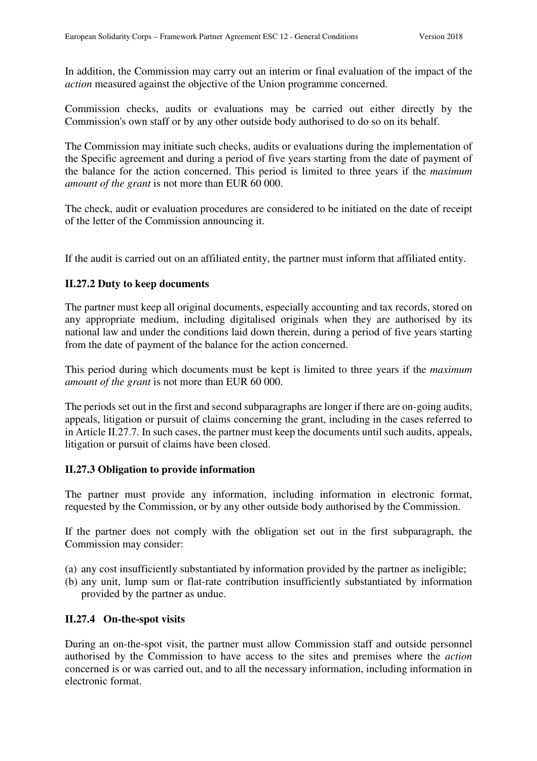In addition, the Commission may carry out an interim or final evaluation of the impact of the *action* measured against the objective of the Union programme concerned.

Commission checks, audits or evaluations may be carried out either directly by the Commission's own staff or by any other outside body authorised to do so on its behalf.

The Commission may initiate such checks, audits or evaluations during the implementation of the Specific agreement and during a period of five years starting from the date of payment of the balance for the action concerned. This period is limited to three years if the *maximum amount of the grant* is not more than EUR 60 000.

The check, audit or evaluation procedures are considered to be initiated on the date of receipt of the letter of the Commission announcing it.

If the audit is carried out on an affiliated entity, the partner must inform that affiliated entity.

### II.27.2 Duty to keep documents

The partner must keep all original documents, especially accounting and tax records, stored on any appropriate medium, including digitalised originals when they are authorised by its national law and under the conditions laid down therein, during a period of five years starting from the date of payment of the balance for the action concerned.

This period during which documents must be kept is limited to three years if the *maximum amount of the grant* is not more than EUR 60 000.

The periods set out in the first and second subparagraphs are longer if there are on-going audits, appeals, litigation or pursuit of claims concerning the grant, including in the cases referred to in Article II.27.7. In such cases, the partner must keep the documents until such audits, appeals, litigation or pursuit of claims have been closed.

### II.27.3 Obligation to provide information

The partner must provide any information, including information in electronic format, requested by the Commission, or by any other outside body authorised by the Commission.

If the partner does not comply with the obligation set out in the first subparagraph, the Commission may consider:

(a) any cost insufficiently substantiated by information provided by the partner as ineligible;
(b) any unit, lump sum or flat-rate contribution insufficiently substantiated by information provided by the partner as undue.

### II.27.4 On-the-spot visits

During an on-the-spot visit, the partner must allow Commission staff and outside personnel authorised by the Commission to have access to the sites and premises where the *action* concerned is or was carried out, and to all the necessary information, including information in electronic format.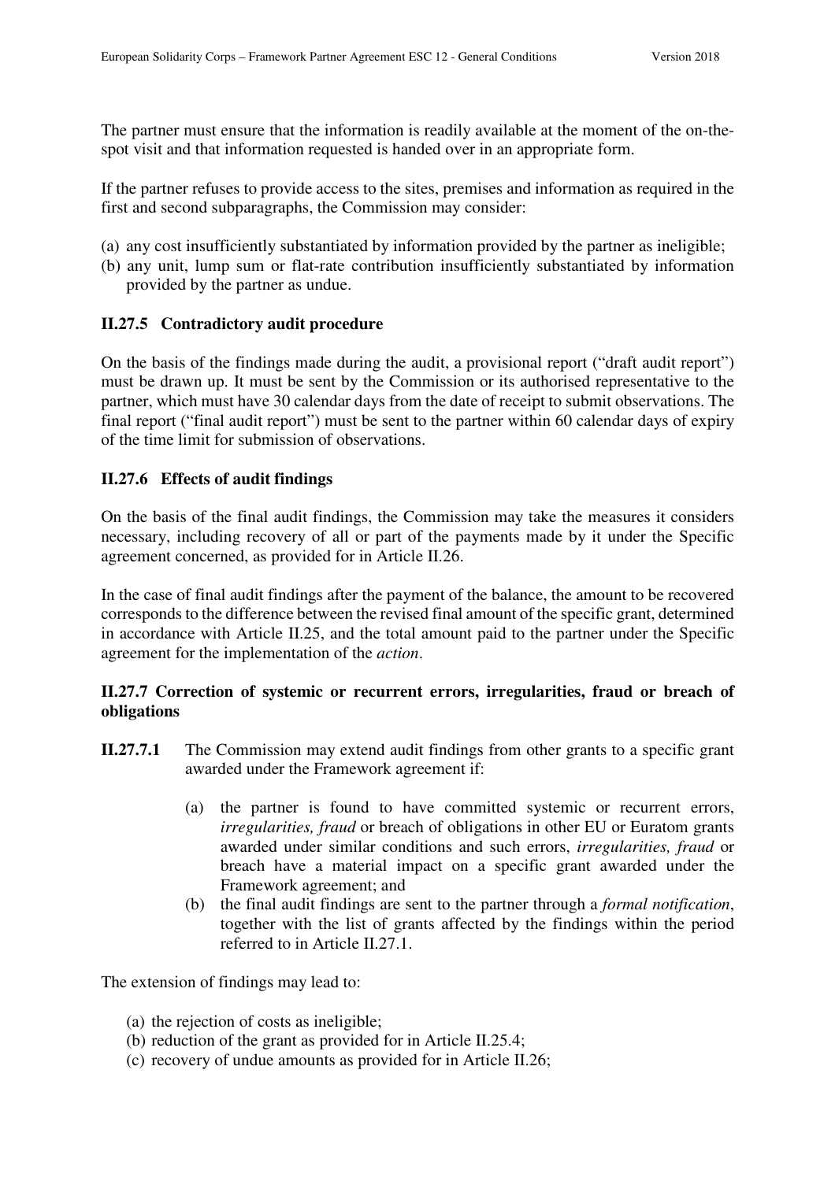The partner must ensure that the information is readily available at the moment of the on-the-spot visit and that information requested is handed over in an appropriate form.

If the partner refuses to provide access to the sites, premises and information as required in the first and second subparagraphs, the Commission may consider:

(a) any cost insufficiently substantiated by information provided by the partner as ineligible;
(b) any unit, lump sum or flat-rate contribution insufficiently substantiated by information provided by the partner as undue.

### II.27.5 Contradictory audit procedure

On the basis of the findings made during the audit, a provisional report ("draft audit report") must be drawn up. It must be sent by the Commission or its authorised representative to the partner, which must have 30 calendar days from the date of receipt to submit observations. The final report ("final audit report") must be sent to the partner within 60 calendar days of expiry of the time limit for submission of observations.

### II.27.6 Effects of audit findings

On the basis of the final audit findings, the Commission may take the measures it considers necessary, including recovery of all or part of the payments made by it under the Specific agreement concerned, as provided for in Article II.26.

In the case of final audit findings after the payment of the balance, the amount to be recovered corresponds to the difference between the revised final amount of the specific grant, determined in accordance with Article II.25, and the total amount paid to the partner under the Specific agreement for the implementation of the *action*.

### II.27.7 Correction of systemic or recurrent errors, irregularities, fraud or breach of obligations

**II.27.7.1** The Commission may extend audit findings from other grants to a specific grant awarded under the Framework agreement if:

(a) the partner is found to have committed systemic or recurrent errors, *irregularities, fraud* or breach of obligations in other EU or Euratom grants awarded under similar conditions and such errors, *irregularities, fraud* or breach have a material impact on a specific grant awarded under the Framework agreement; and
(b) the final audit findings are sent to the partner through a *formal notification*, together with the list of grants affected by the findings within the period referred to in Article II.27.1.

The extension of findings may lead to:

(a) the rejection of costs as ineligible;
(b) reduction of the grant as provided for in Article II.25.4;
(c) recovery of undue amounts as provided for in Article II.26;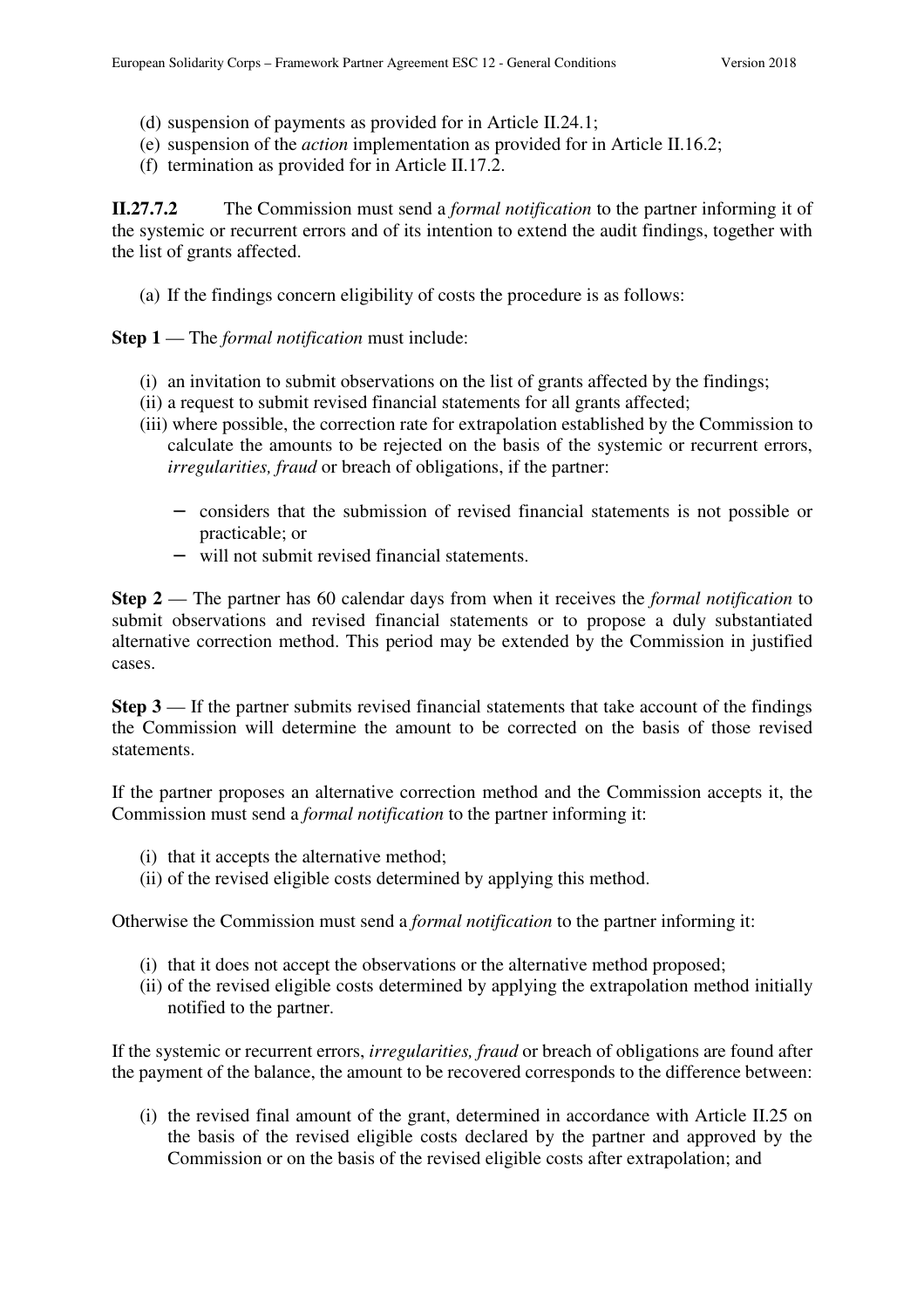(d) suspension of payments as provided for in Article II.24.1;
(e) suspension of the *action* implementation as provided for in Article II.16.2;
(f) termination as provided for in Article II.17.2.

**II.27.7.2** The Commission must send a *formal notification* to the partner informing it of the systemic or recurrent errors and of its intention to extend the audit findings, together with the list of grants affected.

(a) If the findings concern eligibility of costs the procedure is as follows:

**Step 1** — The *formal notification* must include:

(i) an invitation to submit observations on the list of grants affected by the findings;
(ii) a request to submit revised financial statements for all grants affected;
(iii) where possible, the correction rate for extrapolation established by the Commission to calculate the amounts to be rejected on the basis of the systemic or recurrent errors, *irregularities, fraud* or breach of obligations, if the partner:

- considers that the submission of revised financial statements is not possible or practicable; or
- will not submit revised financial statements.

**Step 2** — The partner has 60 calendar days from when it receives the *formal notification* to submit observations and revised financial statements or to propose a duly substantiated alternative correction method. This period may be extended by the Commission in justified cases.

**Step 3** — If the partner submits revised financial statements that take account of the findings the Commission will determine the amount to be corrected on the basis of those revised statements.

If the partner proposes an alternative correction method and the Commission accepts it, the Commission must send a *formal notification* to the partner informing it:

(i) that it accepts the alternative method;
(ii) of the revised eligible costs determined by applying this method.

Otherwise the Commission must send a *formal notification* to the partner informing it:

(i) that it does not accept the observations or the alternative method proposed;
(ii) of the revised eligible costs determined by applying the extrapolation method initially notified to the partner.

If the systemic or recurrent errors, *irregularities, fraud* or breach of obligations are found after the payment of the balance, the amount to be recovered corresponds to the difference between:

(i) the revised final amount of the grant, determined in accordance with Article II.25 on the basis of the revised eligible costs declared by the partner and approved by the Commission or on the basis of the revised eligible costs after extrapolation; and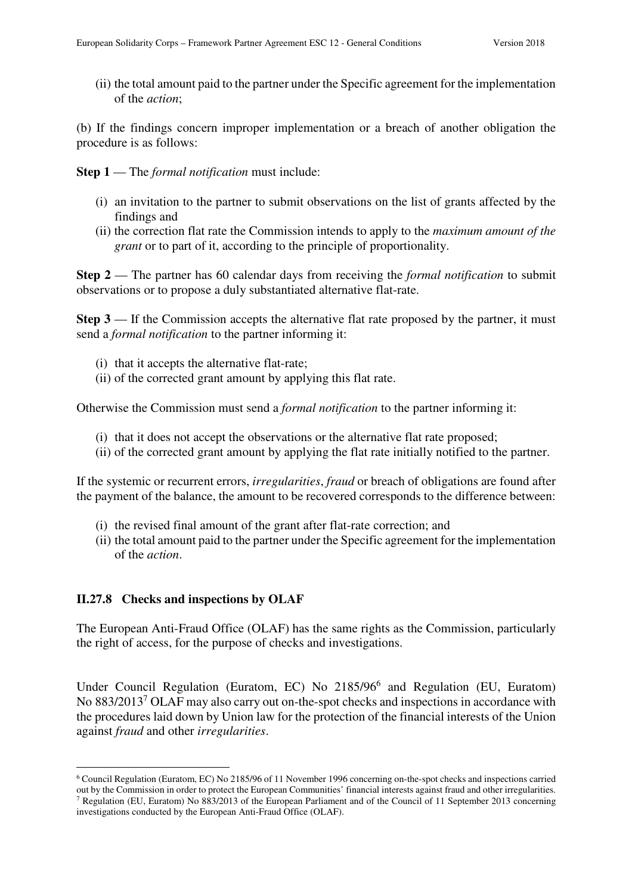(ii) the total amount paid to the partner under the Specific agreement for the implementation of the *action*;

(b) If the findings concern improper implementation or a breach of another obligation the procedure is as follows:

**Step 1** — The *formal notification* must include:

(i) an invitation to the partner to submit observations on the list of grants affected by the findings and
(ii) the correction flat rate the Commission intends to apply to the *maximum amount of the grant* or to part of it, according to the principle of proportionality.

**Step 2** — The partner has 60 calendar days from receiving the *formal notification* to submit observations or to propose a duly substantiated alternative flat-rate.

**Step 3** — If the Commission accepts the alternative flat rate proposed by the partner, it must send a *formal notification* to the partner informing it:

(i) that it accepts the alternative flat-rate;
(ii) of the corrected grant amount by applying this flat rate.

Otherwise the Commission must send a *formal notification* to the partner informing it:

(i) that it does not accept the observations or the alternative flat rate proposed;
(ii) of the corrected grant amount by applying the flat rate initially notified to the partner.

If the systemic or recurrent errors, *irregularities*, *fraud* or breach of obligations are found after the payment of the balance, the amount to be recovered corresponds to the difference between:

(i) the revised final amount of the grant after flat-rate correction; and
(ii) the total amount paid to the partner under the Specific agreement for the implementation of the *action*.

### II.27.8 Checks and inspections by OLAF

The European Anti-Fraud Office (OLAF) has the same rights as the Commission, particularly the right of access, for the purpose of checks and investigations.

Under Council Regulation (Euratom, EC) No 2185/96[6] and Regulation (EU, Euratom) No 883/2013[7] OLAF may also carry out on-the-spot checks and inspections in accordance with the procedures laid down by Union law for the protection of the financial interests of the Union against *fraud* and other *irregularities*.

---

[6] Council Regulation (Euratom, EC) No 2185/96 of 11 November 1996 concerning on-the-spot checks and inspections carried out by the Commission in order to protect the European Communities' financial interests against fraud and other irregularities.
[7] Regulation (EU, Euratom) No 883/2013 of the European Parliament and of the Council of 11 September 2013 concerning investigations conducted by the European Anti-Fraud Office (OLAF).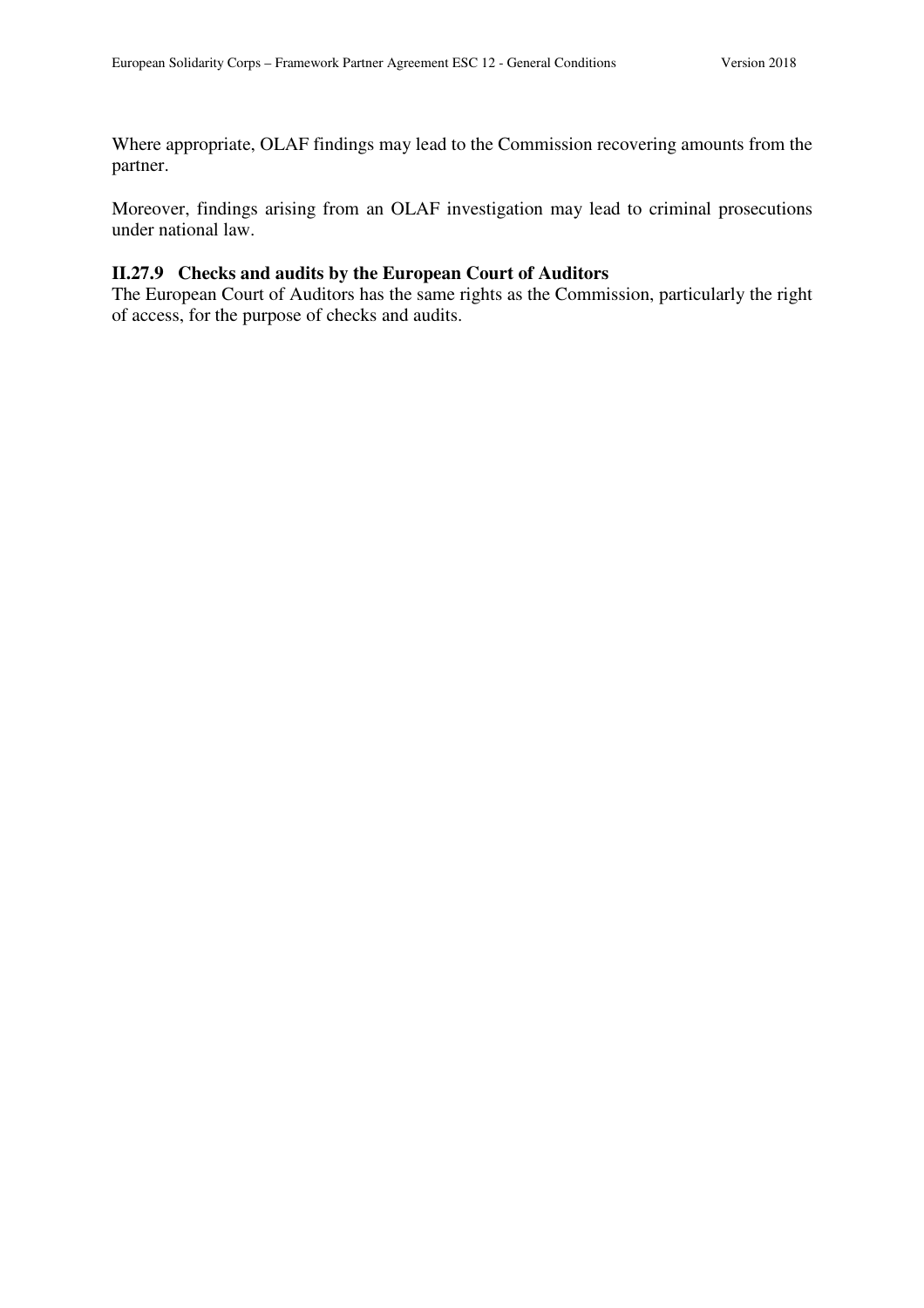Where appropriate, OLAF findings may lead to the Commission recovering amounts from the partner.

Moreover, findings arising from an OLAF investigation may lead to criminal prosecutions under national law.

### II.27.9 Checks and audits by the European Court of Auditors

The European Court of Auditors has the same rights as the Commission, particularly the right of access, for the purpose of checks and audits.